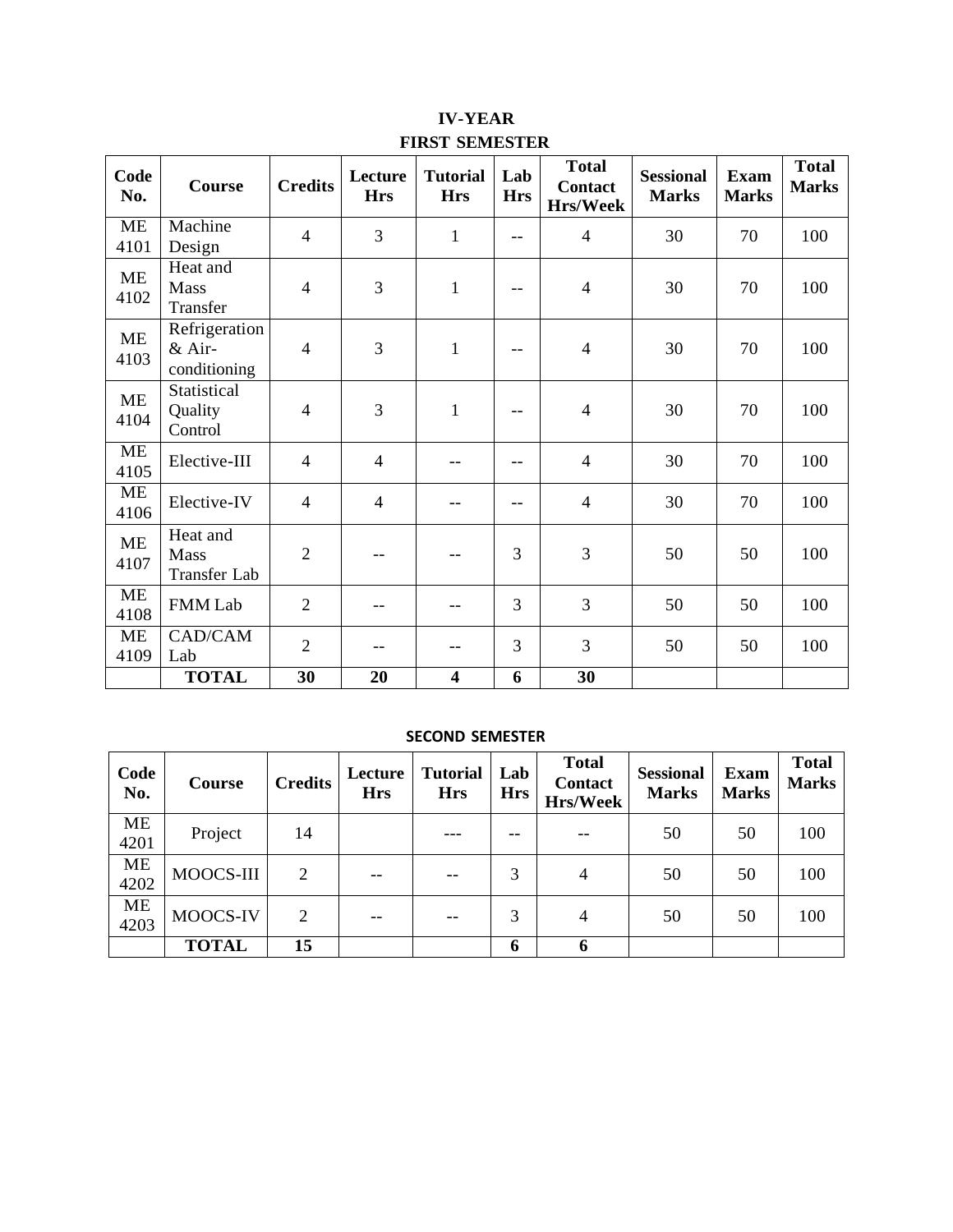# IV-YEAR

## FIRST SEMESTER

| Code No. | Course | Credits | Lecture Hrs | Tutorial Hrs | Lab Hrs | Total Contact Hrs/Week | Sessional Marks | Exam Marks | Total Marks |
|---|---|---|---|---|---|---|---|---|---|
| ME 4101 | Machine Design | 4 | 3 | 1 | -- | 4 | 30 | 70 | 100 |
| ME 4102 | Heat and Mass Transfer | 4 | 3 | 1 | -- | 4 | 30 | 70 | 100 |
| ME 4103 | Refrigeration & Air-conditioning | 4 | 3 | 1 | -- | 4 | 30 | 70 | 100 |
| ME 4104 | Statistical Quality Control | 4 | 3 | 1 | -- | 4 | 30 | 70 | 100 |
| ME 4105 | Elective-III | 4 | 4 | -- | -- | 4 | 30 | 70 | 100 |
| ME 4106 | Elective-IV | 4 | 4 | -- | -- | 4 | 30 | 70 | 100 |
| ME 4107 | Heat and Mass Transfer Lab | 2 | -- | -- | 3 | 3 | 50 | 50 | 100 |
| ME 4108 | FMM Lab | 2 | -- | -- | 3 | 3 | 50 | 50 | 100 |
| ME 4109 | CAD/CAM Lab | 2 | -- | -- | 3 | 3 | 50 | 50 | 100 |
| | **TOTAL** | **30** | **20** | **4** | **6** | **30** | | | |

## SECOND SEMESTER

| Code No. | Course | Credits | Lecture Hrs | Tutorial Hrs | Lab Hrs | Total Contact Hrs/Week | Sessional Marks | Exam Marks | Total Marks |
|---|---|---|---|---|---|---|---|---|---|
| ME 4201 | Project | 14 | | --- | -- | -- | 50 | 50 | 100 |
| ME 4202 | MOOCS-III | 2 | -- | -- | 3 | 4 | 50 | 50 | 100 |
| ME 4203 | MOOCS-IV | 2 | -- | -- | 3 | 4 | 50 | 50 | 100 |
| | **TOTAL** | **15** | | | **6** | **6** | | | |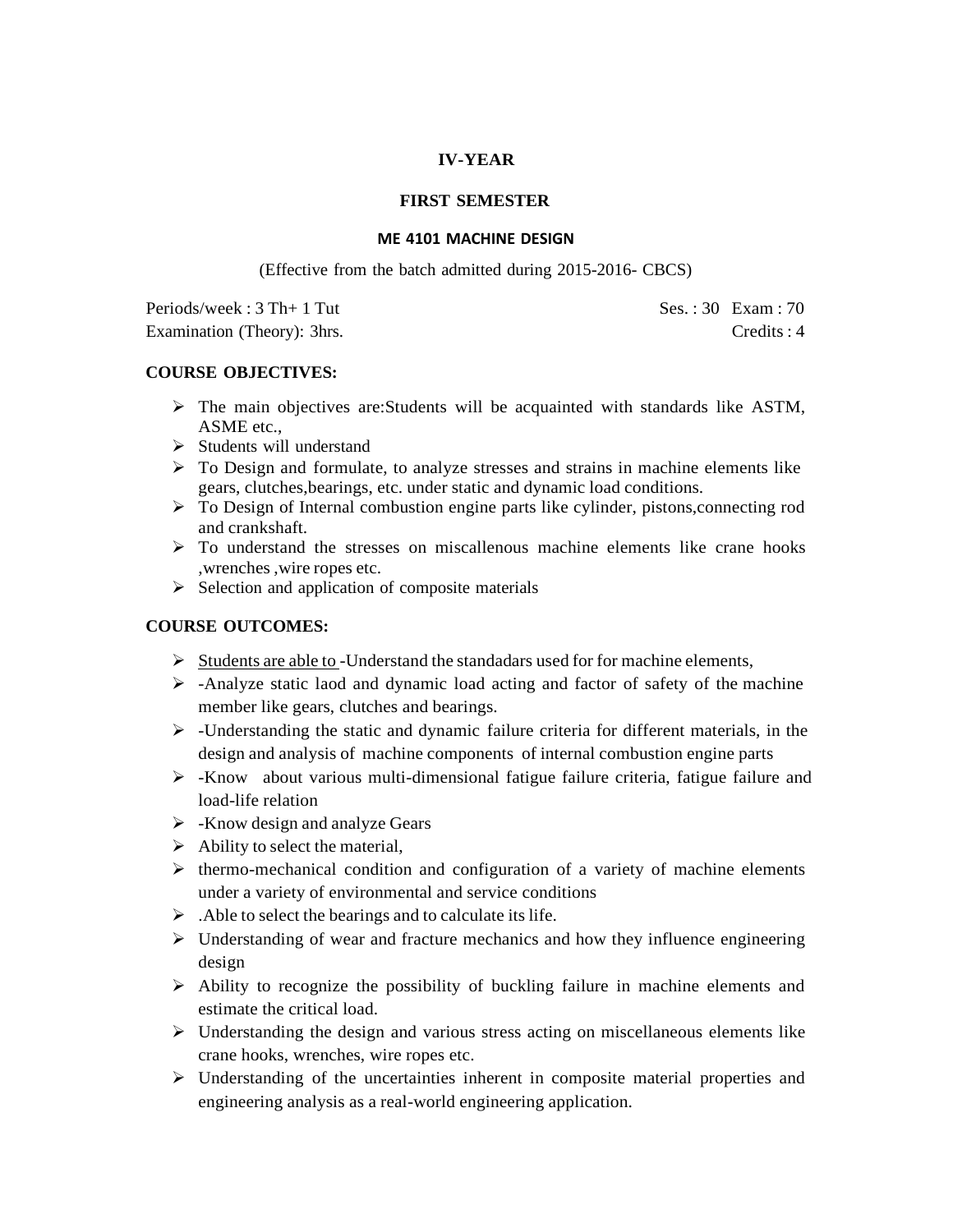**IV-YEAR**

**FIRST SEMESTER**

**ME 4101 MACHINE DESIGN**

(Effective from the batch admitted during 2015-2016- CBCS)

Periods/week : 3 Th+ 1 Tut　　　　　　　　　　Ses. : 30 Exam : 70

Examination (Theory): 3hrs.　　　　　　　　　　Credits : 4

**COURSE OBJECTIVES:**

- The main objectives are:Students will be acquainted with standards like ASTM, ASME etc.,
- Students will understand
- To Design and formulate, to analyze stresses and strains in machine elements like gears, clutches,bearings, etc. under static and dynamic load conditions.
- To Design of Internal combustion engine parts like cylinder, pistons,connecting rod and crankshaft.
- To understand the stresses on miscallenous machine elements like crane hooks ,wrenches ,wire ropes etc.
- Selection and application of composite materials

**COURSE OUTCOMES:**

- Students are able to -Understand the standadars used for for machine elements,
- -Analyze static laod and dynamic load acting and factor of safety of the machine member like gears, clutches and bearings.
- -Understanding the static and dynamic failure criteria for different materials, in the design and analysis of machine components of internal combustion engine parts
- -Know about various multi-dimensional fatigue failure criteria, fatigue failure and load-life relation
- -Know design and analyze Gears
- Ability to select the material,
- thermo-mechanical condition and configuration of a variety of machine elements under a variety of environmental and service conditions
- .Able to select the bearings and to calculate its life.
- Understanding of wear and fracture mechanics and how they influence engineering design
- Ability to recognize the possibility of buckling failure in machine elements and estimate the critical load.
- Understanding the design and various stress acting on miscellaneous elements like crane hooks, wrenches, wire ropes etc.
- Understanding of the uncertainties inherent in composite material properties and engineering analysis as a real-world engineering application.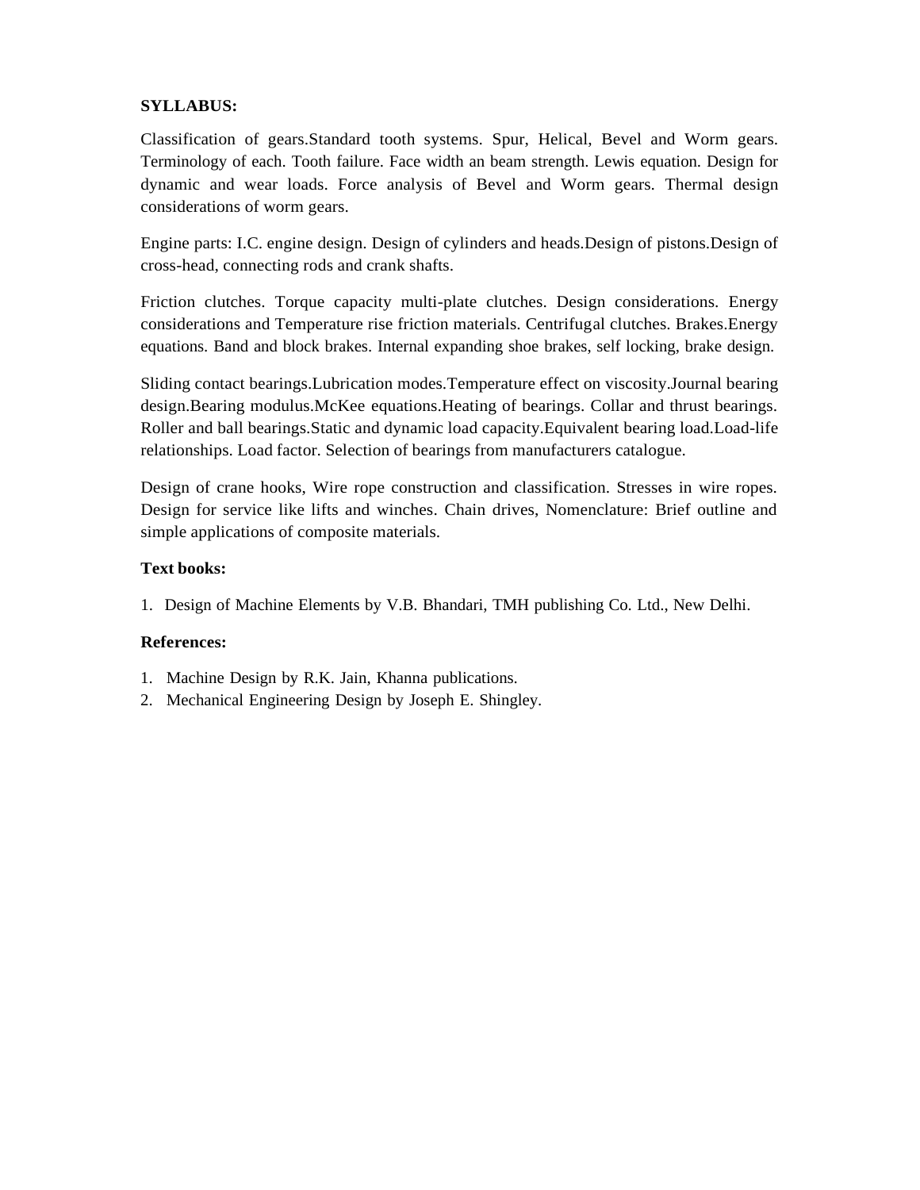**SYLLABUS:**

Classification of gears.Standard tooth systems. Spur, Helical, Bevel and Worm gears. Terminology of each. Tooth failure. Face width an beam strength. Lewis equation. Design for dynamic and wear loads. Force analysis of Bevel and Worm gears. Thermal design considerations of worm gears.

Engine parts: I.C. engine design. Design of cylinders and heads.Design of pistons.Design of cross-head, connecting rods and crank shafts.

Friction clutches. Torque capacity multi-plate clutches. Design considerations. Energy considerations and Temperature rise friction materials. Centrifugal clutches. Brakes.Energy equations. Band and block brakes. Internal expanding shoe brakes, self locking, brake design.

Sliding contact bearings.Lubrication modes.Temperature effect on viscosity.Journal bearing design.Bearing modulus.McKee equations.Heating of bearings. Collar and thrust bearings. Roller and ball bearings.Static and dynamic load capacity.Equivalent bearing load.Load-life relationships. Load factor. Selection of bearings from manufacturers catalogue.

Design of crane hooks, Wire rope construction and classification. Stresses in wire ropes. Design for service like lifts and winches. Chain drives, Nomenclature: Brief outline and simple applications of composite materials.

**Text books:**

1. Design of Machine Elements by V.B. Bhandari, TMH publishing Co. Ltd., New Delhi.

**References:**

1. Machine Design by R.K. Jain, Khanna publications.
2. Mechanical Engineering Design by Joseph E. Shingley.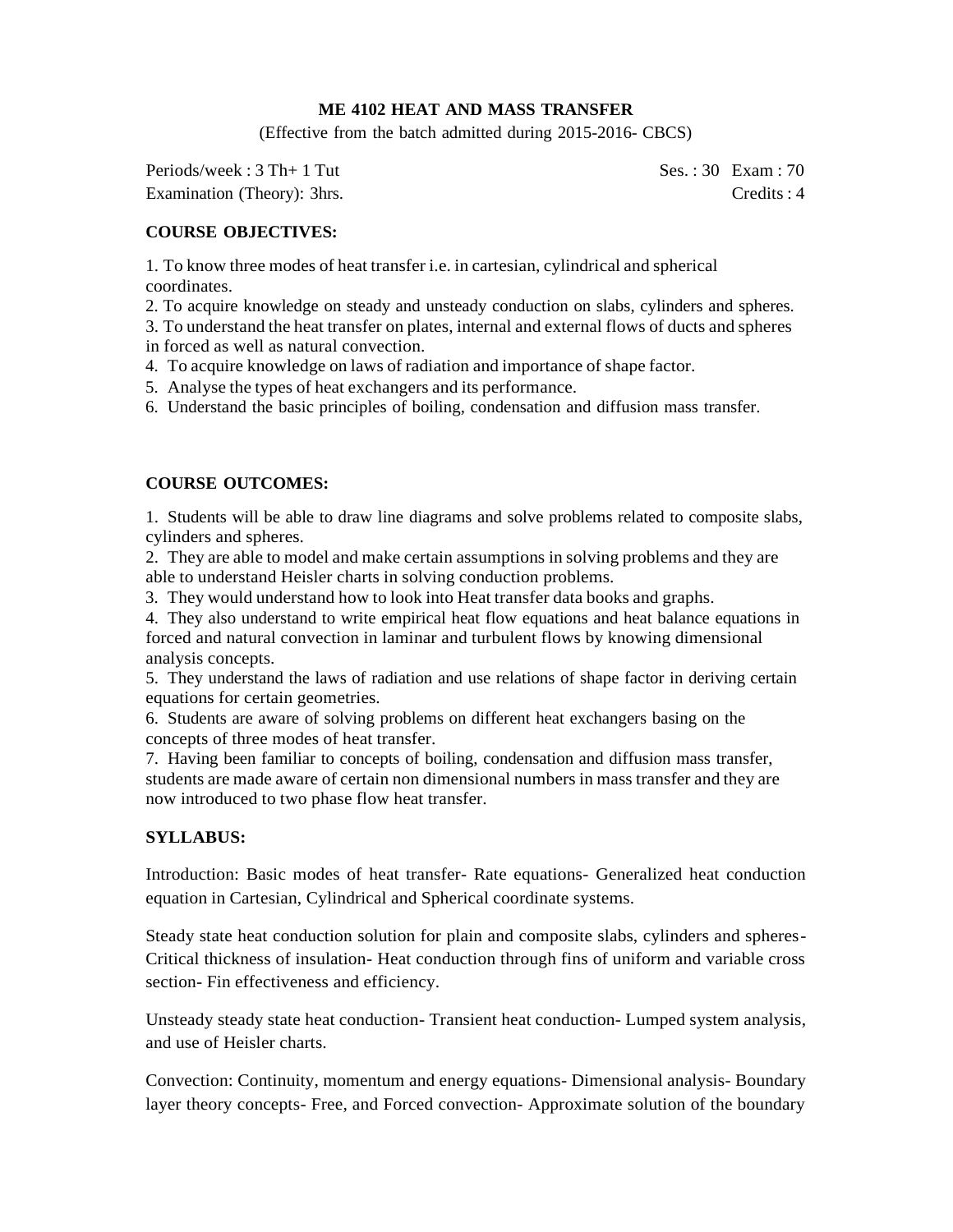# ME 4102 HEAT AND MASS TRANSFER

(Effective from the batch admitted during 2015-2016- CBCS)

Periods/week : 3 Th+ 1 Tut Ses. : 30 Exam : 70

Examination (Theory): 3hrs. Credits : 4

**COURSE OBJECTIVES:**

1. To know three modes of heat transfer i.e. in cartesian, cylindrical and spherical coordinates.
2. To acquire knowledge on steady and unsteady conduction on slabs, cylinders and spheres.
3. To understand the heat transfer on plates, internal and external flows of ducts and spheres in forced as well as natural convection.
4. To acquire knowledge on laws of radiation and importance of shape factor.
5. Analyse the types of heat exchangers and its performance.
6. Understand the basic principles of boiling, condensation and diffusion mass transfer.

**COURSE OUTCOMES:**

1. Students will be able to draw line diagrams and solve problems related to composite slabs, cylinders and spheres.
2. They are able to model and make certain assumptions in solving problems and they are able to understand Heisler charts in solving conduction problems.
3. They would understand how to look into Heat transfer data books and graphs.
4. They also understand to write empirical heat flow equations and heat balance equations in forced and natural convection in laminar and turbulent flows by knowing dimensional analysis concepts.
5. They understand the laws of radiation and use relations of shape factor in deriving certain equations for certain geometries.
6. Students are aware of solving problems on different heat exchangers basing on the concepts of three modes of heat transfer.
7. Having been familiar to concepts of boiling, condensation and diffusion mass transfer, students are made aware of certain non dimensional numbers in mass transfer and they are now introduced to two phase flow heat transfer.

**SYLLABUS:**

Introduction: Basic modes of heat transfer- Rate equations- Generalized heat conduction equation in Cartesian, Cylindrical and Spherical coordinate systems.

Steady state heat conduction solution for plain and composite slabs, cylinders and spheres- Critical thickness of insulation- Heat conduction through fins of uniform and variable cross section- Fin effectiveness and efficiency.

Unsteady steady state heat conduction- Transient heat conduction- Lumped system analysis, and use of Heisler charts.

Convection: Continuity, momentum and energy equations- Dimensional analysis- Boundary layer theory concepts- Free, and Forced convection- Approximate solution of the boundary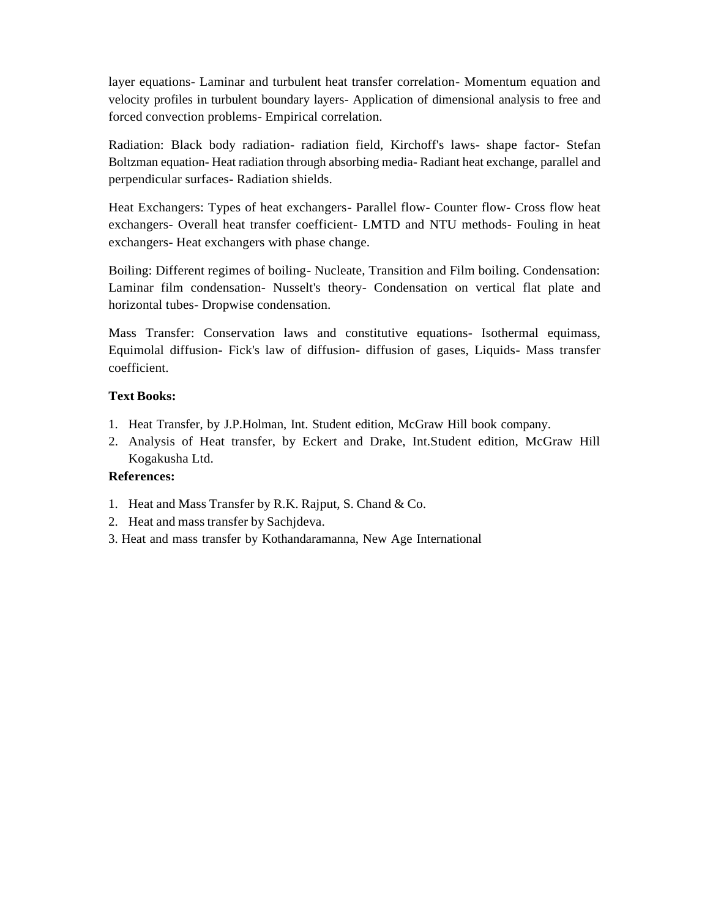layer equations- Laminar and turbulent heat transfer correlation- Momentum equation and velocity profiles in turbulent boundary layers- Application of dimensional analysis to free and forced convection problems- Empirical correlation.

Radiation: Black body radiation- radiation field, Kirchoff's laws- shape factor- Stefan Boltzman equation- Heat radiation through absorbing media- Radiant heat exchange, parallel and perpendicular surfaces- Radiation shields.

Heat Exchangers: Types of heat exchangers- Parallel flow- Counter flow- Cross flow heat exchangers- Overall heat transfer coefficient- LMTD and NTU methods- Fouling in heat exchangers- Heat exchangers with phase change.

Boiling: Different regimes of boiling- Nucleate, Transition and Film boiling. Condensation: Laminar film condensation- Nusselt's theory- Condensation on vertical flat plate and horizontal tubes- Dropwise condensation.

Mass Transfer: Conservation laws and constitutive equations- Isothermal equimass, Equimolal diffusion- Fick's law of diffusion- diffusion of gases, Liquids- Mass transfer coefficient.

**Text Books:**

1. Heat Transfer, by J.P.Holman, Int. Student edition, McGraw Hill book company.
2. Analysis of Heat transfer, by Eckert and Drake, Int.Student edition, McGraw Hill Kogakusha Ltd.

**References:**

1. Heat and Mass Transfer by R.K. Rajput, S. Chand & Co.
2. Heat and mass transfer by Sachjdeva.
3. Heat and mass transfer by Kothandaramanna, New Age International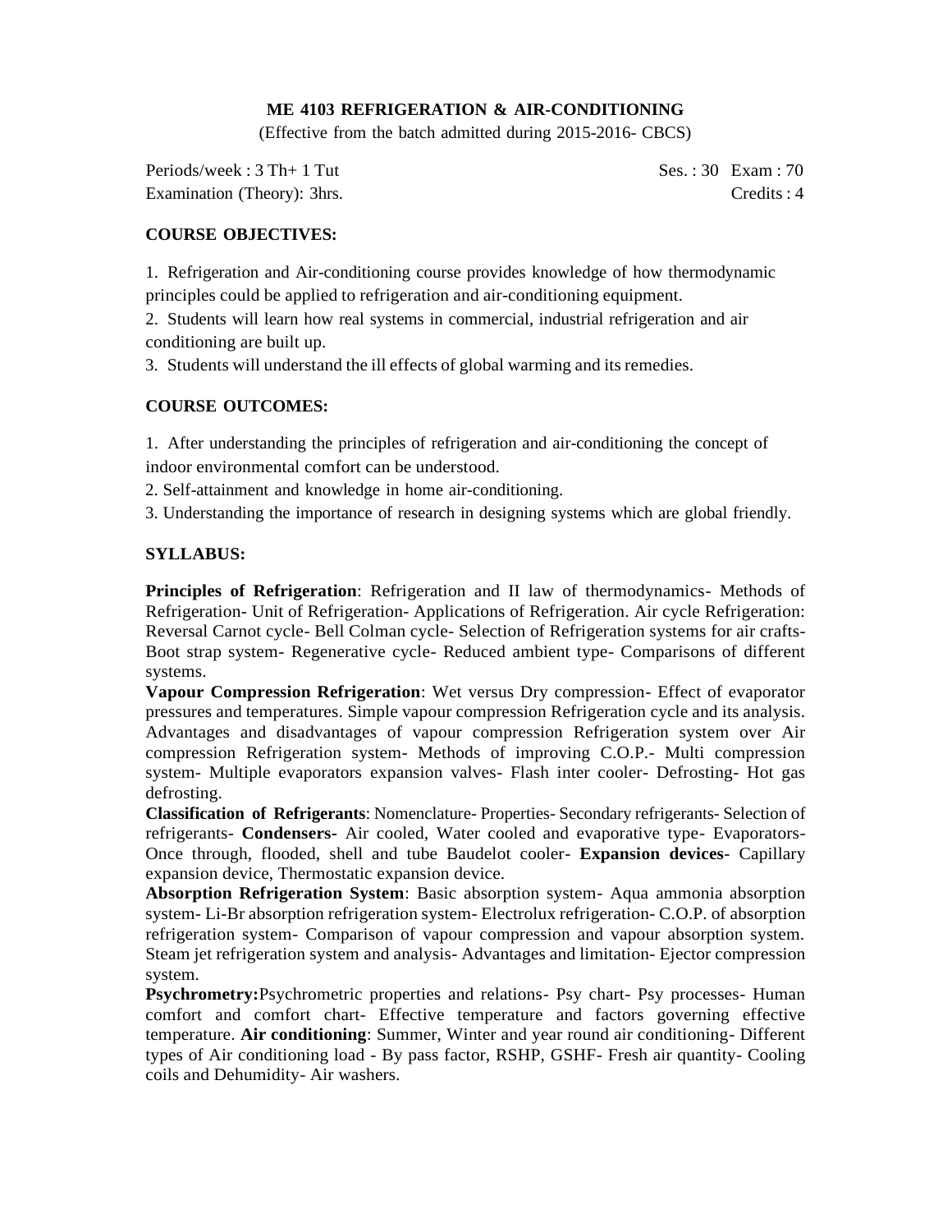## ME 4103 REFRIGERATION & AIR-CONDITIONING

(Effective from the batch admitted during 2015-2016- CBCS)

Periods/week : 3 Th+ 1 Tut | Ses. : 30 Exam : 70

Examination (Theory): 3hrs. | Credits : 4

### COURSE OBJECTIVES:

1. Refrigeration and Air-conditioning course provides knowledge of how thermodynamic principles could be applied to refrigeration and air-conditioning equipment.
2. Students will learn how real systems in commercial, industrial refrigeration and air conditioning are built up.
3. Students will understand the ill effects of global warming and its remedies.

### COURSE OUTCOMES:

1. After understanding the principles of refrigeration and air-conditioning the concept of indoor environmental comfort can be understood.
2. Self-attainment and knowledge in home air-conditioning.
3. Understanding the importance of research in designing systems which are global friendly.

### SYLLABUS:

**Principles of Refrigeration**: Refrigeration and II law of thermodynamics- Methods of Refrigeration- Unit of Refrigeration- Applications of Refrigeration. Air cycle Refrigeration: Reversal Carnot cycle- Bell Colman cycle- Selection of Refrigeration systems for air crafts- Boot strap system- Regenerative cycle- Reduced ambient type- Comparisons of different systems.

**Vapour Compression Refrigeration**: Wet versus Dry compression- Effect of evaporator pressures and temperatures. Simple vapour compression Refrigeration cycle and its analysis. Advantages and disadvantages of vapour compression Refrigeration system over Air compression Refrigeration system- Methods of improving C.O.P.- Multi compression system- Multiple evaporators expansion valves- Flash inter cooler- Defrosting- Hot gas defrosting.

**Classification of Refrigerants**: Nomenclature- Properties- Secondary refrigerants- Selection of refrigerants- **Condensers-** Air cooled, Water cooled and evaporative type- Evaporators- Once through, flooded, shell and tube Baudelot cooler- **Expansion devices**- Capillary expansion device, Thermostatic expansion device.

**Absorption Refrigeration System**: Basic absorption system- Aqua ammonia absorption system- Li-Br absorption refrigeration system- Electrolux refrigeration- C.O.P. of absorption refrigeration system- Comparison of vapour compression and vapour absorption system. Steam jet refrigeration system and analysis- Advantages and limitation- Ejector compression system.

**Psychrometry:** Psychrometric properties and relations- Psy chart- Psy processes- Human comfort and comfort chart- Effective temperature and factors governing effective temperature. **Air conditioning**: Summer, Winter and year round air conditioning- Different types of Air conditioning load - By pass factor, RSHP, GSHF- Fresh air quantity- Cooling coils and Dehumidity- Air washers.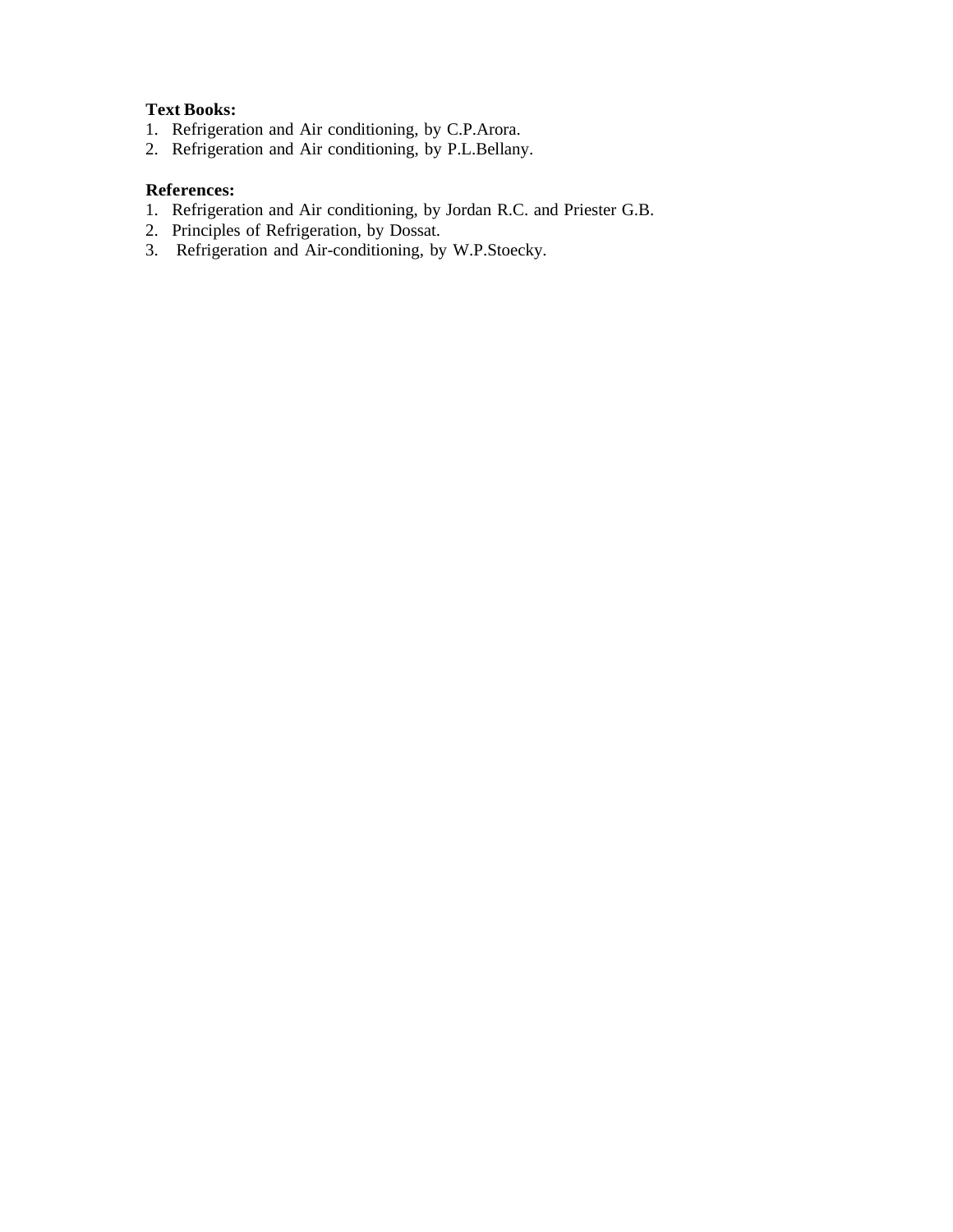**Text Books:**

1. Refrigeration and Air conditioning, by C.P.Arora.
2. Refrigeration and Air conditioning, by P.L.Bellany.

**References:**

1. Refrigeration and Air conditioning, by Jordan R.C. and Priester G.B.
2. Principles of Refrigeration, by Dossat.
3. Refrigeration and Air-conditioning, by W.P.Stoecky.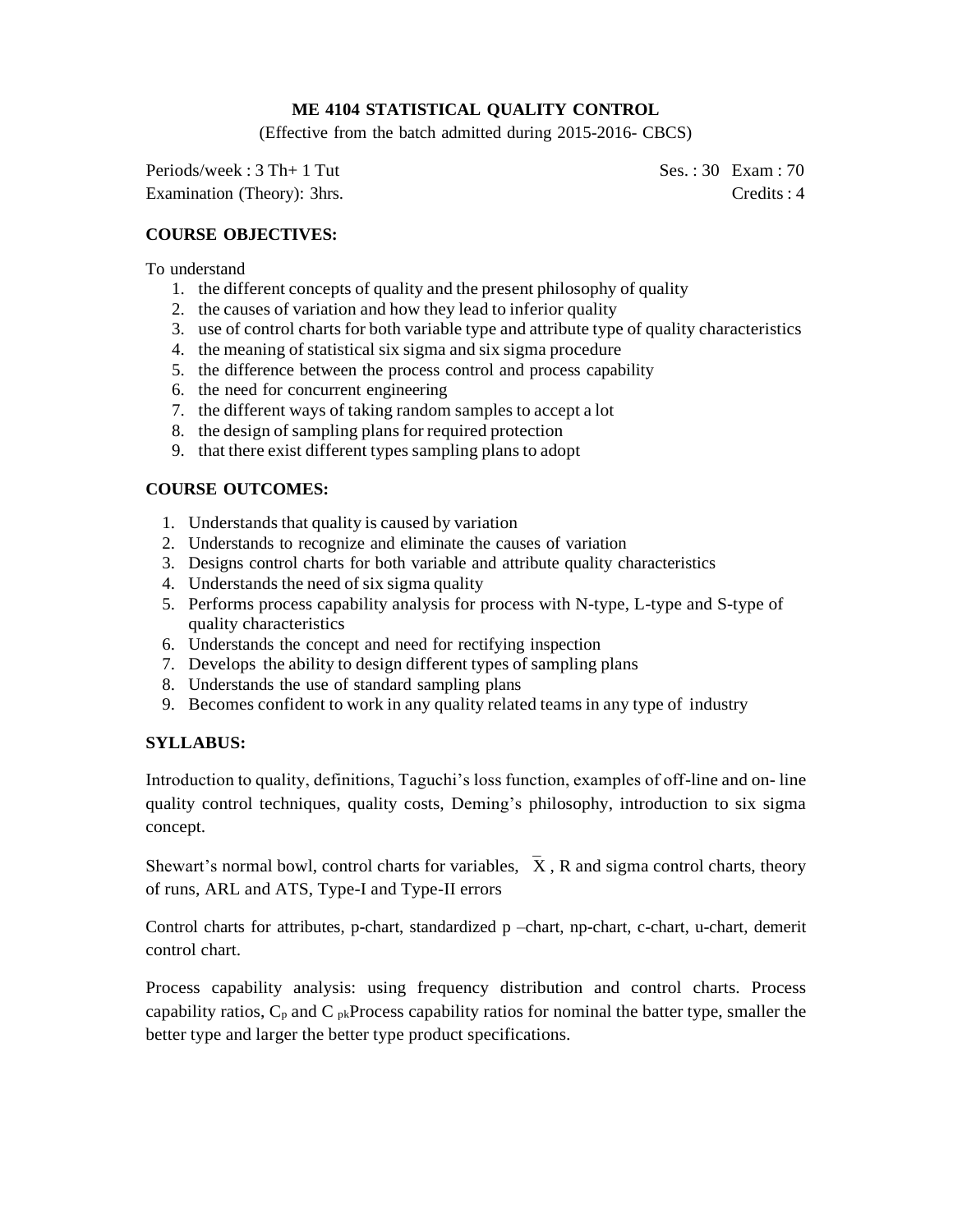## ME 4104 STATISTICAL QUALITY CONTROL

(Effective from the batch admitted during 2015-2016- CBCS)

Periods/week : 3 Th+ 1 Tut Ses. : 30 Exam : 70

Examination (Theory): 3hrs. Credits : 4

### COURSE OBJECTIVES:

To understand

1. the different concepts of quality and the present philosophy of quality
2. the causes of variation and how they lead to inferior quality
3. use of control charts for both variable type and attribute type of quality characteristics
4. the meaning of statistical six sigma and six sigma procedure
5. the difference between the process control and process capability
6. the need for concurrent engineering
7. the different ways of taking random samples to accept a lot
8. the design of sampling plans for required protection
9. that there exist different types sampling plans to adopt

### COURSE OUTCOMES:

1. Understands that quality is caused by variation
2. Understands to recognize and eliminate the causes of variation
3. Designs control charts for both variable and attribute quality characteristics
4. Understands the need of six sigma quality
5. Performs process capability analysis for process with N-type, L-type and S-type of quality characteristics
6. Understands the concept and need for rectifying inspection
7. Develops the ability to design different types of sampling plans
8. Understands the use of standard sampling plans
9. Becomes confident to work in any quality related teams in any type of industry

### SYLLABUS:

Introduction to quality, definitions, Taguchi's loss function, examples of off-line and on- line quality control techniques, quality costs, Deming's philosophy, introduction to six sigma concept.

Shewart's normal bowl, control charts for variables, $\bar{X}$, R and sigma control charts, theory of runs, ARL and ATS, Type-I and Type-II errors

Control charts for attributes, p-chart, standardized p –chart, np-chart, c-chart, u-chart, demerit control chart.

Process capability analysis: using frequency distribution and control charts. Process capability ratios, $C_p$ and $C_{pk}$Process capability ratios for nominal the batter type, smaller the better type and larger the better type product specifications.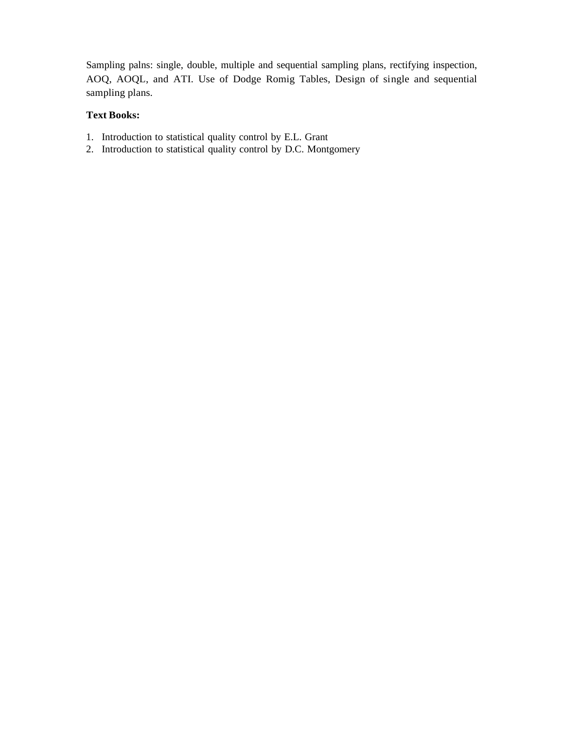Sampling palns: single, double, multiple and sequential sampling plans, rectifying inspection, AOQ, AOQL, and ATI. Use of Dodge Romig Tables, Design of single and sequential sampling plans.

**Text Books:**

1. Introduction to statistical quality control by E.L. Grant
2. Introduction to statistical quality control by D.C. Montgomery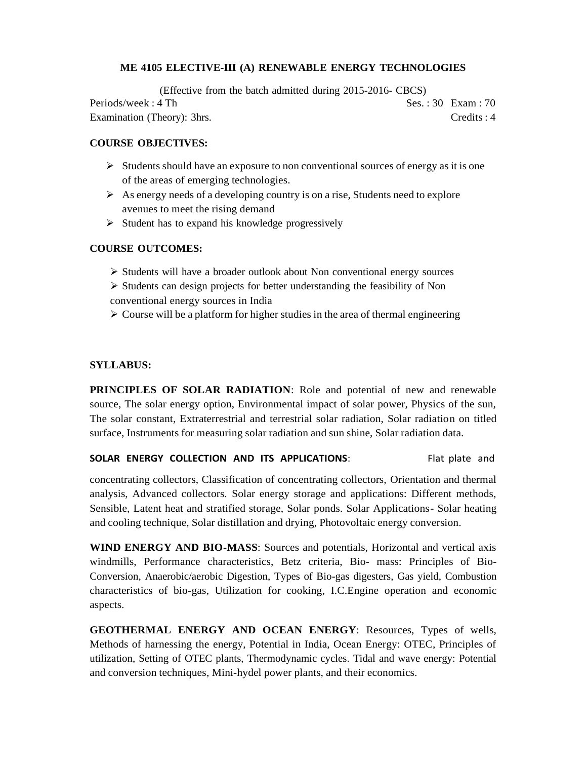**ME 4105 ELECTIVE-III (A) RENEWABLE ENERGY TECHNOLOGIES**

(Effective from the batch admitted during 2015-2016- CBCS)

Periods/week : 4 Th Ses. : 30 Exam : 70

Examination (Theory): 3hrs. Credits : 4

**COURSE OBJECTIVES:**

- Students should have an exposure to non conventional sources of energy as it is one of the areas of emerging technologies.
- As energy needs of a developing country is on a rise, Students need to explore avenues to meet the rising demand
- Student has to expand his knowledge progressively

**COURSE OUTCOMES:**

- Students will have a broader outlook about Non conventional energy sources
- Students can design projects for better understanding the feasibility of Non conventional energy sources in India
- Course will be a platform for higher studies in the area of thermal engineering

**SYLLABUS:**

**PRINCIPLES OF SOLAR RADIATION**: Role and potential of new and renewable source, The solar energy option, Environmental impact of solar power, Physics of the sun, The solar constant, Extraterrestrial and terrestrial solar radiation, Solar radiation on titled surface, Instruments for measuring solar radiation and sun shine, Solar radiation data.

**SOLAR ENERGY COLLECTION AND ITS APPLICATIONS**: Flat plate and concentrating collectors, Classification of concentrating collectors, Orientation and thermal analysis, Advanced collectors. Solar energy storage and applications: Different methods, Sensible, Latent heat and stratified storage, Solar ponds. Solar Applications- Solar heating and cooling technique, Solar distillation and drying, Photovoltaic energy conversion.

**WIND ENERGY AND BIO-MASS**: Sources and potentials, Horizontal and vertical axis windmills, Performance characteristics, Betz criteria, Bio- mass: Principles of Bio-Conversion, Anaerobic/aerobic Digestion, Types of Bio-gas digesters, Gas yield, Combustion characteristics of bio-gas, Utilization for cooking, I.C.Engine operation and economic aspects.

**GEOTHERMAL ENERGY AND OCEAN ENERGY**: Resources, Types of wells, Methods of harnessing the energy, Potential in India, Ocean Energy: OTEC, Principles of utilization, Setting of OTEC plants, Thermodynamic cycles. Tidal and wave energy: Potential and conversion techniques, Mini-hydel power plants, and their economics.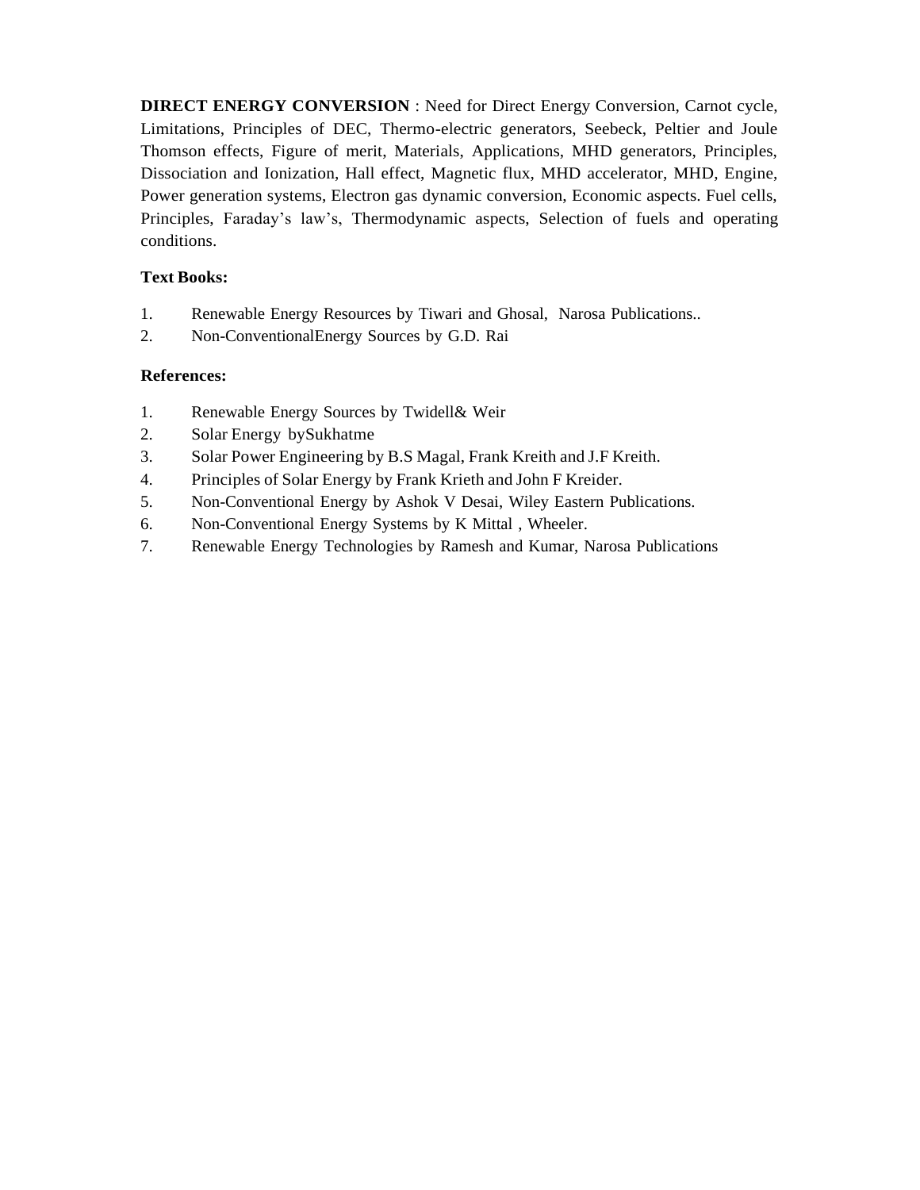**DIRECT ENERGY CONVERSION** : Need for Direct Energy Conversion, Carnot cycle, Limitations, Principles of DEC, Thermo-electric generators, Seebeck, Peltier and Joule Thomson effects, Figure of merit, Materials, Applications, MHD generators, Principles, Dissociation and Ionization, Hall effect, Magnetic flux, MHD accelerator, MHD, Engine, Power generation systems, Electron gas dynamic conversion, Economic aspects. Fuel cells, Principles, Faraday's law's, Thermodynamic aspects, Selection of fuels and operating conditions.

**Text Books:**

1. Renewable Energy Resources by Tiwari and Ghosal, Narosa Publications..
2. Non-ConventionalEnergy Sources by G.D. Rai

**References:**

1. Renewable Energy Sources by Twidell& Weir
2. Solar Energy bySukhatme
3. Solar Power Engineering by B.S Magal, Frank Kreith and J.F Kreith.
4. Principles of Solar Energy by Frank Krieth and John F Kreider.
5. Non-Conventional Energy by Ashok V Desai, Wiley Eastern Publications.
6. Non-Conventional Energy Systems by K Mittal , Wheeler.
7. Renewable Energy Technologies by Ramesh and Kumar, Narosa Publications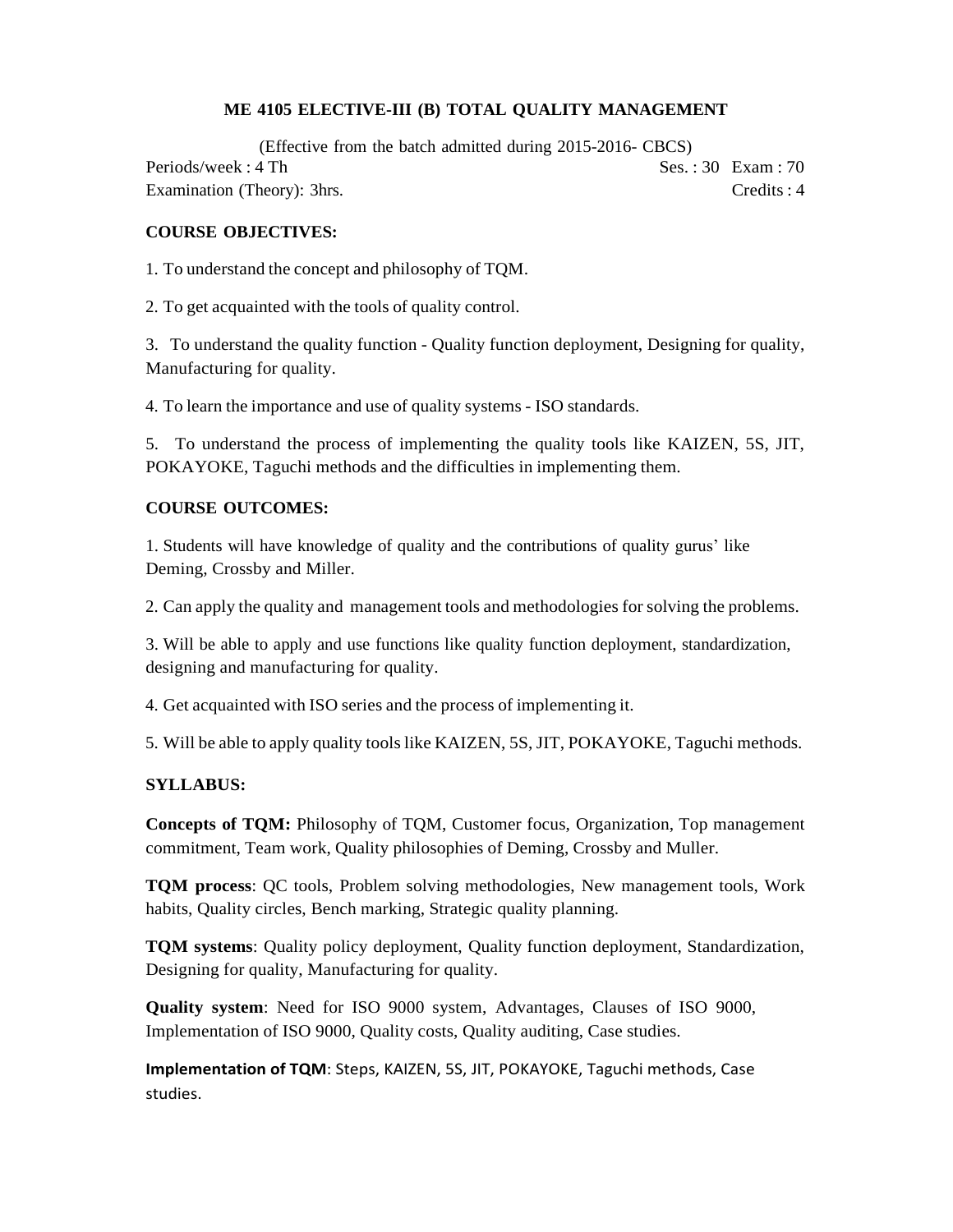# ME 4105 ELECTIVE-III (B) TOTAL QUALITY MANAGEMENT

(Effective from the batch admitted during 2015-2016- CBCS)

Periods/week : 4 Th                                                                                    Ses. : 30   Exam : 70

Examination (Theory): 3hrs.                                                                                              Credits : 4

**COURSE OBJECTIVES:**

1. To understand the concept and philosophy of TQM.

2. To get acquainted with the tools of quality control.

3. To understand the quality function - Quality function deployment, Designing for quality, Manufacturing for quality.

4. To learn the importance and use of quality systems - ISO standards.

5. To understand the process of implementing the quality tools like KAIZEN, 5S, JIT, POKAYOKE, Taguchi methods and the difficulties in implementing them.

**COURSE OUTCOMES:**

1. Students will have knowledge of quality and the contributions of quality gurus' like Deming, Crossby and Miller.

2. Can apply the quality and management tools and methodologies for solving the problems.

3. Will be able to apply and use functions like quality function deployment, standardization, designing and manufacturing for quality.

4. Get acquainted with ISO series and the process of implementing it.

5. Will be able to apply quality tools like KAIZEN, 5S, JIT, POKAYOKE, Taguchi methods.

**SYLLABUS:**

**Concepts of TQM:** Philosophy of TQM, Customer focus, Organization, Top management commitment, Team work, Quality philosophies of Deming, Crossby and Muller.

**TQM process**: QC tools, Problem solving methodologies, New management tools, Work habits, Quality circles, Bench marking, Strategic quality planning.

**TQM systems**: Quality policy deployment, Quality function deployment, Standardization, Designing for quality, Manufacturing for quality.

**Quality system**: Need for ISO 9000 system, Advantages, Clauses of ISO 9000, Implementation of ISO 9000, Quality costs, Quality auditing, Case studies.

**Implementation of TQM**: Steps, KAIZEN, 5S, JIT, POKAYOKE, Taguchi methods, Case studies.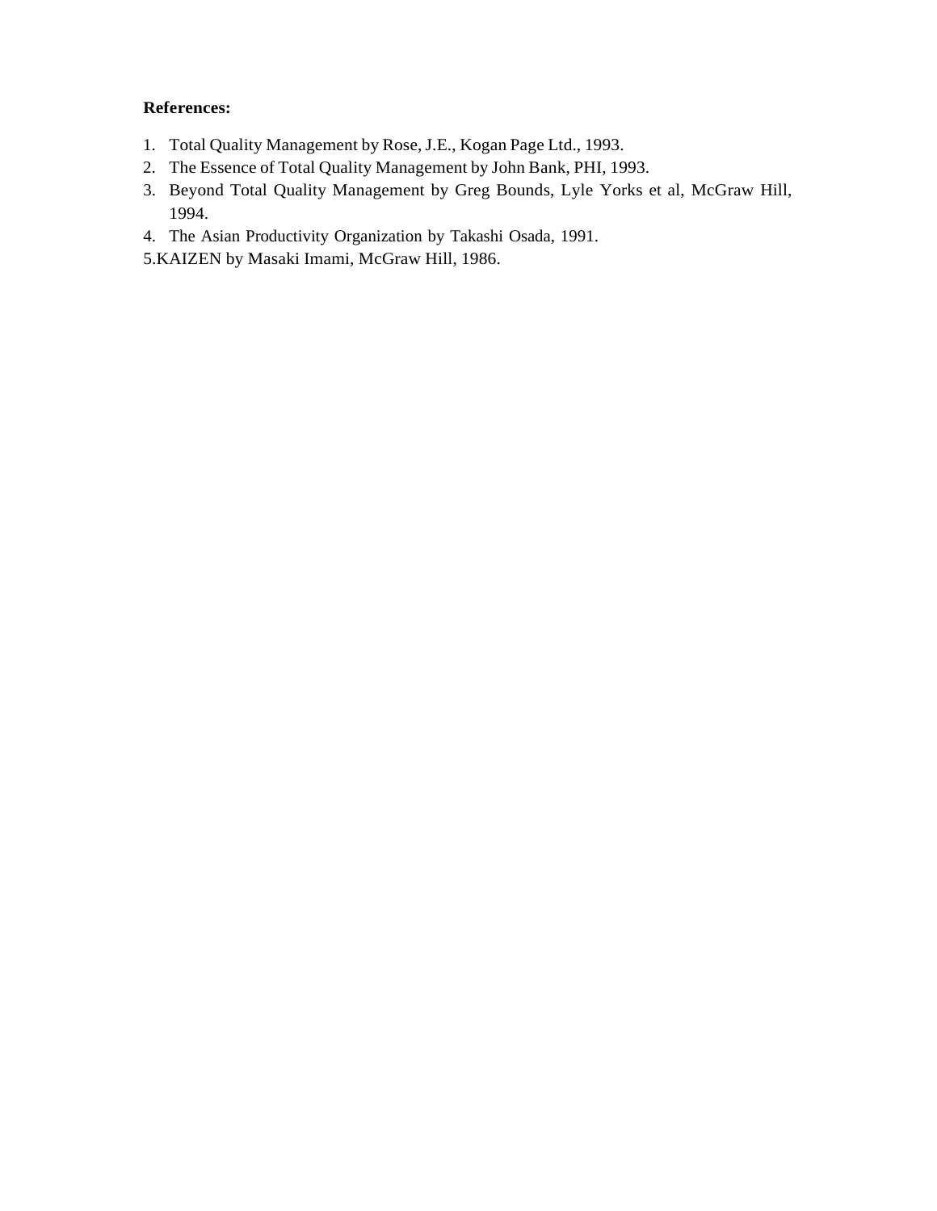**References:**

1. Total Quality Management by Rose, J.E., Kogan Page Ltd., 1993.
2. The Essence of Total Quality Management by John Bank, PHI, 1993.
3. Beyond Total Quality Management by Greg Bounds, Lyle Yorks et al, McGraw Hill, 1994.
4. The Asian Productivity Organization by Takashi Osada, 1991.

5.KAIZEN by Masaki Imami, McGraw Hill, 1986.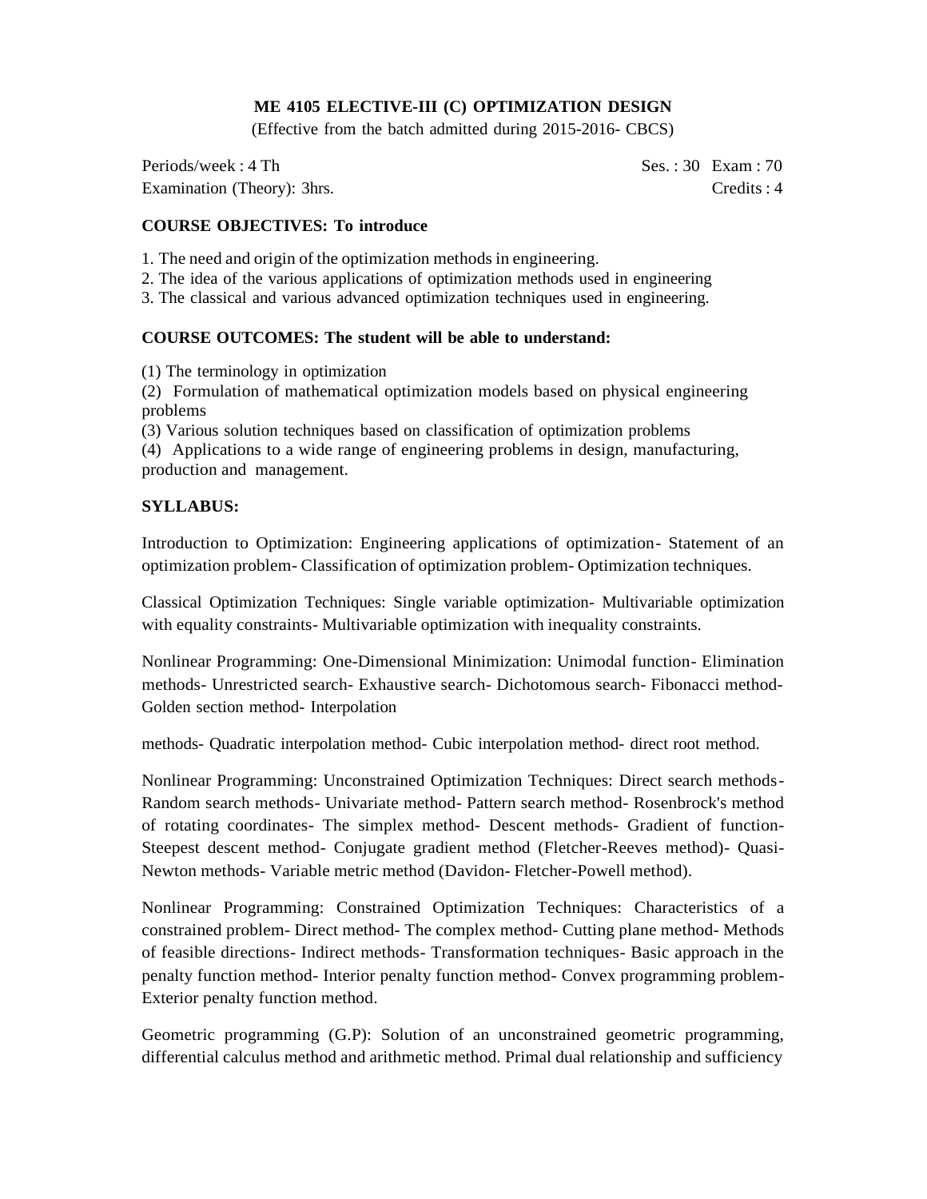**ME 4105 ELECTIVE-III (C) OPTIMIZATION DESIGN**

(Effective from the batch admitted during 2015-2016- CBCS)

Periods/week : 4 Th Ses. : 30 Exam : 70

Examination (Theory): 3hrs. Credits : 4

**COURSE OBJECTIVES: To introduce**

1. The need and origin of the optimization methods in engineering.
2. The idea of the various applications of optimization methods used in engineering
3. The classical and various advanced optimization techniques used in engineering.

**COURSE OUTCOMES: The student will be able to understand:**

(1) The terminology in optimization

(2) Formulation of mathematical optimization models based on physical engineering problems

(3) Various solution techniques based on classification of optimization problems

(4) Applications to a wide range of engineering problems in design, manufacturing, production and management.

**SYLLABUS:**

Introduction to Optimization: Engineering applications of optimization- Statement of an optimization problem- Classification of optimization problem- Optimization techniques.

Classical Optimization Techniques: Single variable optimization- Multivariable optimization with equality constraints- Multivariable optimization with inequality constraints.

Nonlinear Programming: One-Dimensional Minimization: Unimodal function- Elimination methods- Unrestricted search- Exhaustive search- Dichotomous search- Fibonacci method- Golden section method- Interpolation

methods- Quadratic interpolation method- Cubic interpolation method- direct root method.

Nonlinear Programming: Unconstrained Optimization Techniques: Direct search methods- Random search methods- Univariate method- Pattern search method- Rosenbrock's method of rotating coordinates- The simplex method- Descent methods- Gradient of function- Steepest descent method- Conjugate gradient method (Fletcher-Reeves method)- Quasi-Newton methods- Variable metric method (Davidon- Fletcher-Powell method).

Nonlinear Programming: Constrained Optimization Techniques: Characteristics of a constrained problem- Direct method- The complex method- Cutting plane method- Methods of feasible directions- Indirect methods- Transformation techniques- Basic approach in the penalty function method- Interior penalty function method- Convex programming problem- Exterior penalty function method.

Geometric programming (G.P): Solution of an unconstrained geometric programming, differential calculus method and arithmetic method. Primal dual relationship and sufficiency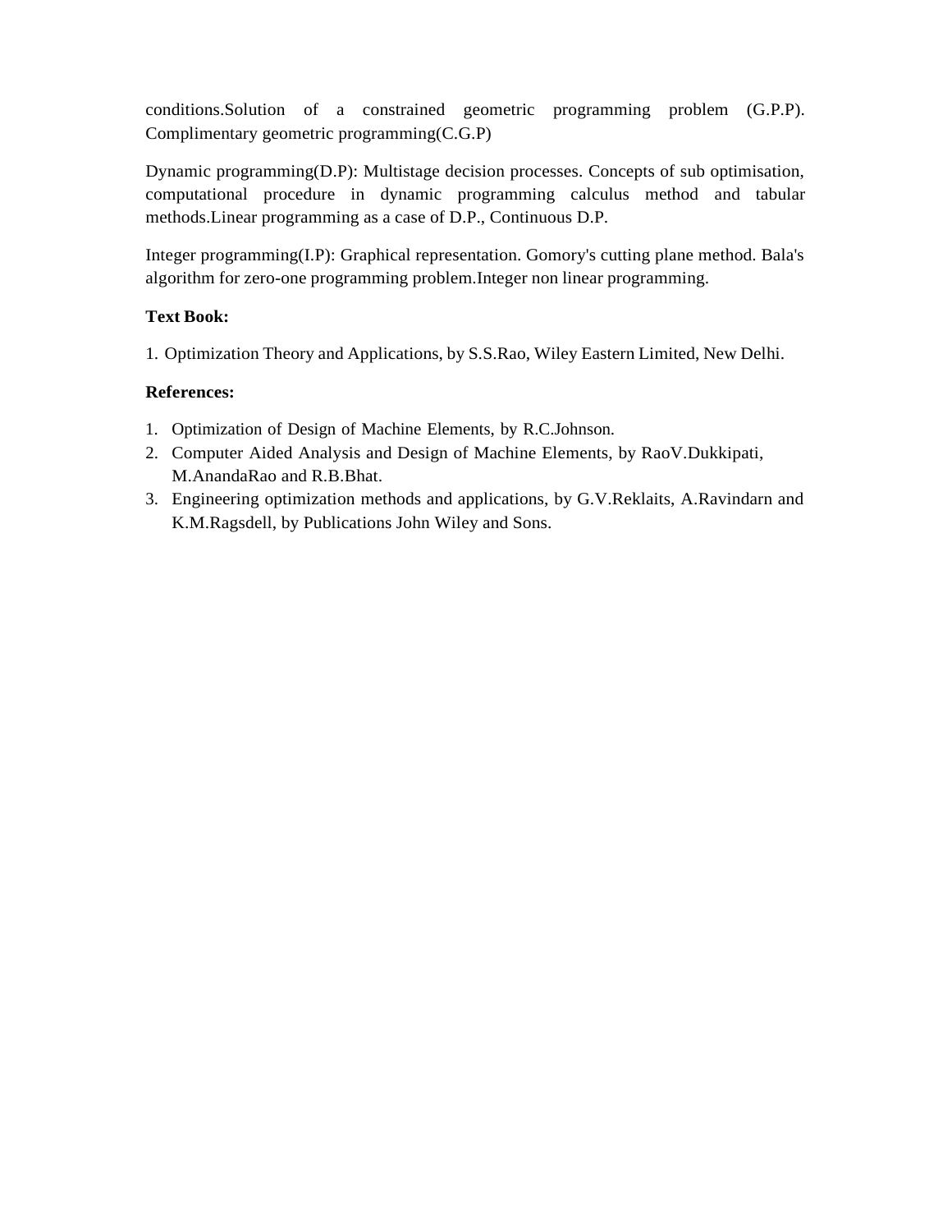conditions.Solution of a constrained geometric programming problem (G.P.P). Complimentary geometric programming(C.G.P)

Dynamic programming(D.P): Multistage decision processes. Concepts of sub optimisation, computational procedure in dynamic programming calculus method and tabular methods.Linear programming as a case of D.P., Continuous D.P.

Integer programming(I.P): Graphical representation. Gomory's cutting plane method. Bala's algorithm for zero-one programming problem.Integer non linear programming.

**Text Book:**

1. Optimization Theory and Applications, by S.S.Rao, Wiley Eastern Limited, New Delhi.

**References:**

1. Optimization of Design of Machine Elements, by R.C.Johnson.
2. Computer Aided Analysis and Design of Machine Elements, by RaoV.Dukkipati, M.AnandaRao and R.B.Bhat.
3. Engineering optimization methods and applications, by G.V.Reklaits, A.Ravindarn and K.M.Ragsdell, by Publications John Wiley and Sons.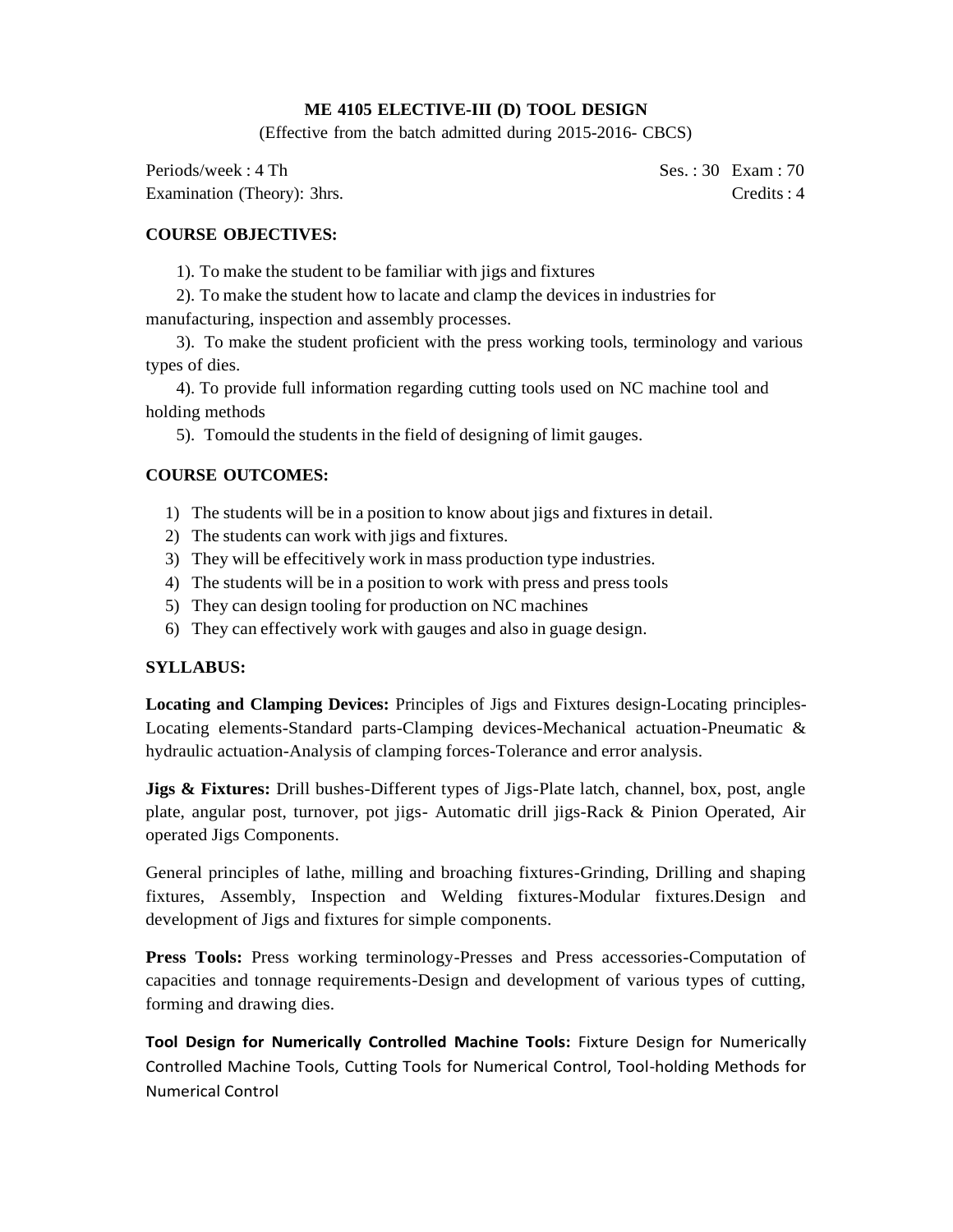# ME 4105 ELECTIVE-III (D) TOOL DESIGN

(Effective from the batch admitted during 2015-2016- CBCS)

Periods/week : 4 Th | Ses. : 30 Exam : 70

Examination (Theory): 3hrs. | Credits : 4

## COURSE OBJECTIVES:

1). To make the student to be familiar with jigs and fixtures

2). To make the student how to lacate and clamp the devices in industries for manufacturing, inspection and assembly processes.

3). To make the student proficient with the press working tools, terminology and various types of dies.

4). To provide full information regarding cutting tools used on NC machine tool and holding methods

5). Tomould the students in the field of designing of limit gauges.

## COURSE OUTCOMES:

1) The students will be in a position to know about jigs and fixtures in detail.
2) The students can work with jigs and fixtures.
3) They will be effecitively work in mass production type industries.
4) The students will be in a position to work with press and press tools
5) They can design tooling for production on NC machines
6) They can effectively work with gauges and also in guage design.

## SYLLABUS:

**Locating and Clamping Devices:** Principles of Jigs and Fixtures design-Locating principles-Locating elements-Standard parts-Clamping devices-Mechanical actuation-Pneumatic & hydraulic actuation-Analysis of clamping forces-Tolerance and error analysis.

**Jigs & Fixtures:** Drill bushes-Different types of Jigs-Plate latch, channel, box, post, angle plate, angular post, turnover, pot jigs- Automatic drill jigs-Rack & Pinion Operated, Air operated Jigs Components.

General principles of lathe, milling and broaching fixtures-Grinding, Drilling and shaping fixtures, Assembly, Inspection and Welding fixtures-Modular fixtures.Design and development of Jigs and fixtures for simple components.

**Press Tools:** Press working terminology-Presses and Press accessories-Computation of capacities and tonnage requirements-Design and development of various types of cutting, forming and drawing dies.

**Tool Design for Numerically Controlled Machine Tools:** Fixture Design for Numerically Controlled Machine Tools, Cutting Tools for Numerical Control, Tool-holding Methods for Numerical Control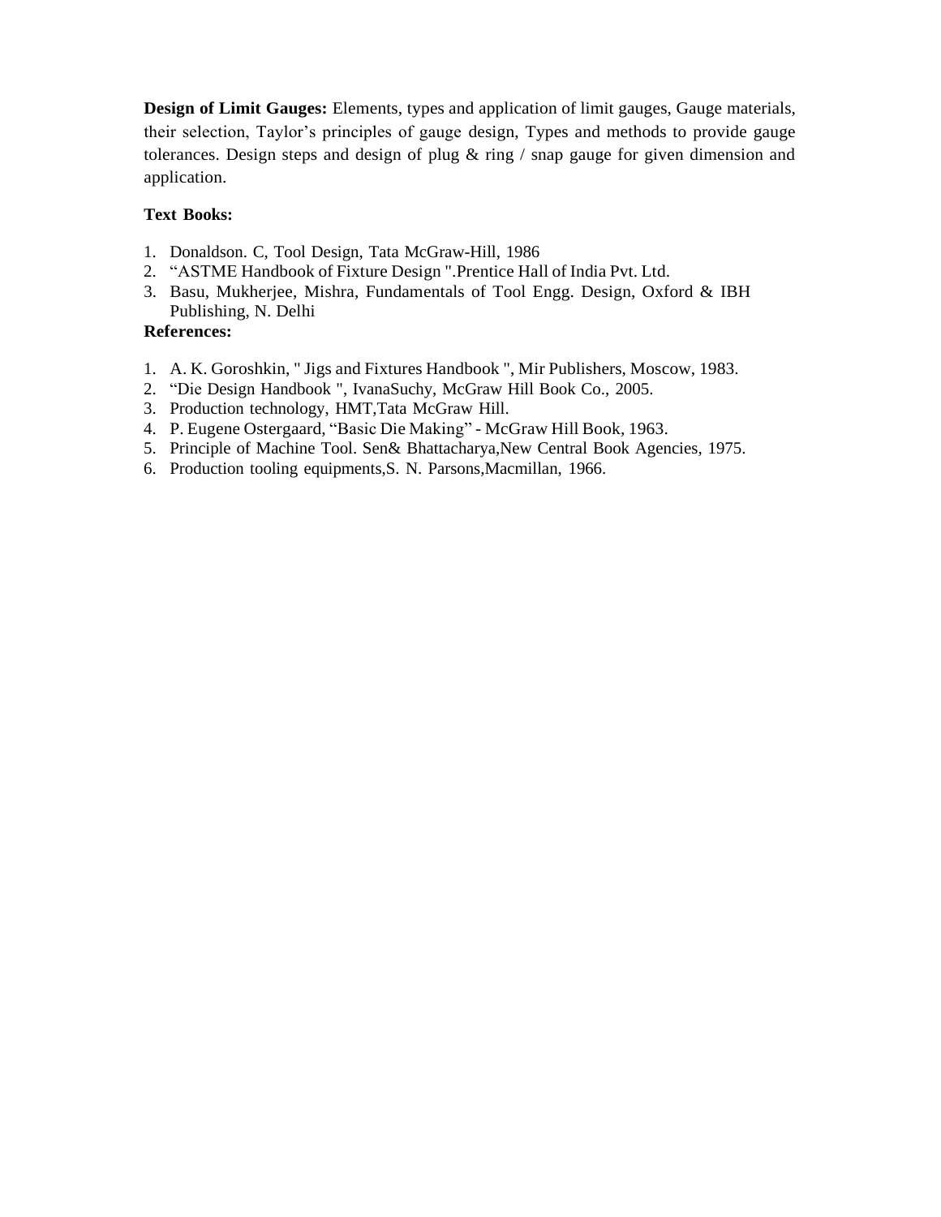**Design of Limit Gauges:** Elements, types and application of limit gauges, Gauge materials, their selection, Taylor's principles of gauge design, Types and methods to provide gauge tolerances. Design steps and design of plug & ring / snap gauge for given dimension and application.

**Text Books:**

1. Donaldson. C, Tool Design, Tata McGraw-Hill, 1986
2. "ASTME Handbook of Fixture Design ".Prentice Hall of India Pvt. Ltd.
3. Basu, Mukherjee, Mishra, Fundamentals of Tool Engg. Design, Oxford & IBH Publishing, N. Delhi

**References:**

1. A. K. Goroshkin, " Jigs and Fixtures Handbook ", Mir Publishers, Moscow, 1983.
2. "Die Design Handbook ", IvanaSuchy, McGraw Hill Book Co., 2005.
3. Production technology, HMT,Tata McGraw Hill.
4. P. Eugene Ostergaard, "Basic Die Making" - McGraw Hill Book, 1963.
5. Principle of Machine Tool. Sen& Bhattacharya,New Central Book Agencies, 1975.
6. Production tooling equipments,S. N. Parsons,Macmillan, 1966.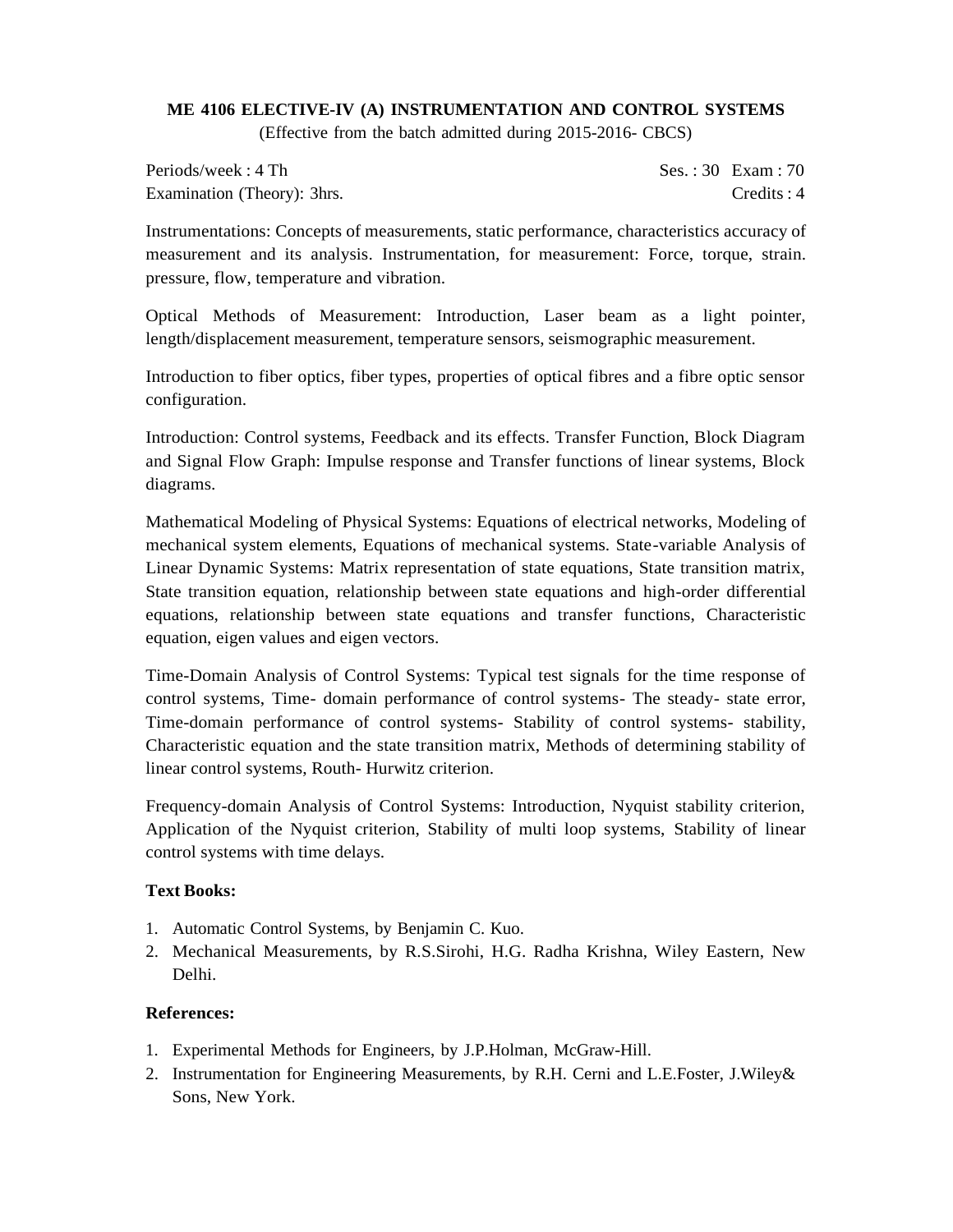**ME 4106 ELECTIVE-IV (A) INSTRUMENTATION AND CONTROL SYSTEMS**

(Effective from the batch admitted during 2015-2016- CBCS)

Periods/week : 4 Th Ses. : 30 Exam : 70

Examination (Theory): 3hrs. Credits : 4

Instrumentations: Concepts of measurements, static performance, characteristics accuracy of measurement and its analysis. Instrumentation, for measurement: Force, torque, strain. pressure, flow, temperature and vibration.

Optical Methods of Measurement: Introduction, Laser beam as a light pointer, length/displacement measurement, temperature sensors, seismographic measurement.

Introduction to fiber optics, fiber types, properties of optical fibres and a fibre optic sensor configuration.

Introduction: Control systems, Feedback and its effects. Transfer Function, Block Diagram and Signal Flow Graph: Impulse response and Transfer functions of linear systems, Block diagrams.

Mathematical Modeling of Physical Systems: Equations of electrical networks, Modeling of mechanical system elements, Equations of mechanical systems. State-variable Analysis of Linear Dynamic Systems: Matrix representation of state equations, State transition matrix, State transition equation, relationship between state equations and high-order differential equations, relationship between state equations and transfer functions, Characteristic equation, eigen values and eigen vectors.

Time-Domain Analysis of Control Systems: Typical test signals for the time response of control systems, Time- domain performance of control systems- The steady- state error, Time-domain performance of control systems- Stability of control systems- stability, Characteristic equation and the state transition matrix, Methods of determining stability of linear control systems, Routh- Hurwitz criterion.

Frequency-domain Analysis of Control Systems: Introduction, Nyquist stability criterion, Application of the Nyquist criterion, Stability of multi loop systems, Stability of linear control systems with time delays.

**Text Books:**

1. Automatic Control Systems, by Benjamin C. Kuo.
2. Mechanical Measurements, by R.S.Sirohi, H.G. Radha Krishna, Wiley Eastern, New Delhi.

**References:**

1. Experimental Methods for Engineers, by J.P.Holman, McGraw-Hill.
2. Instrumentation for Engineering Measurements, by R.H. Cerni and L.E.Foster, J.Wiley& Sons, New York.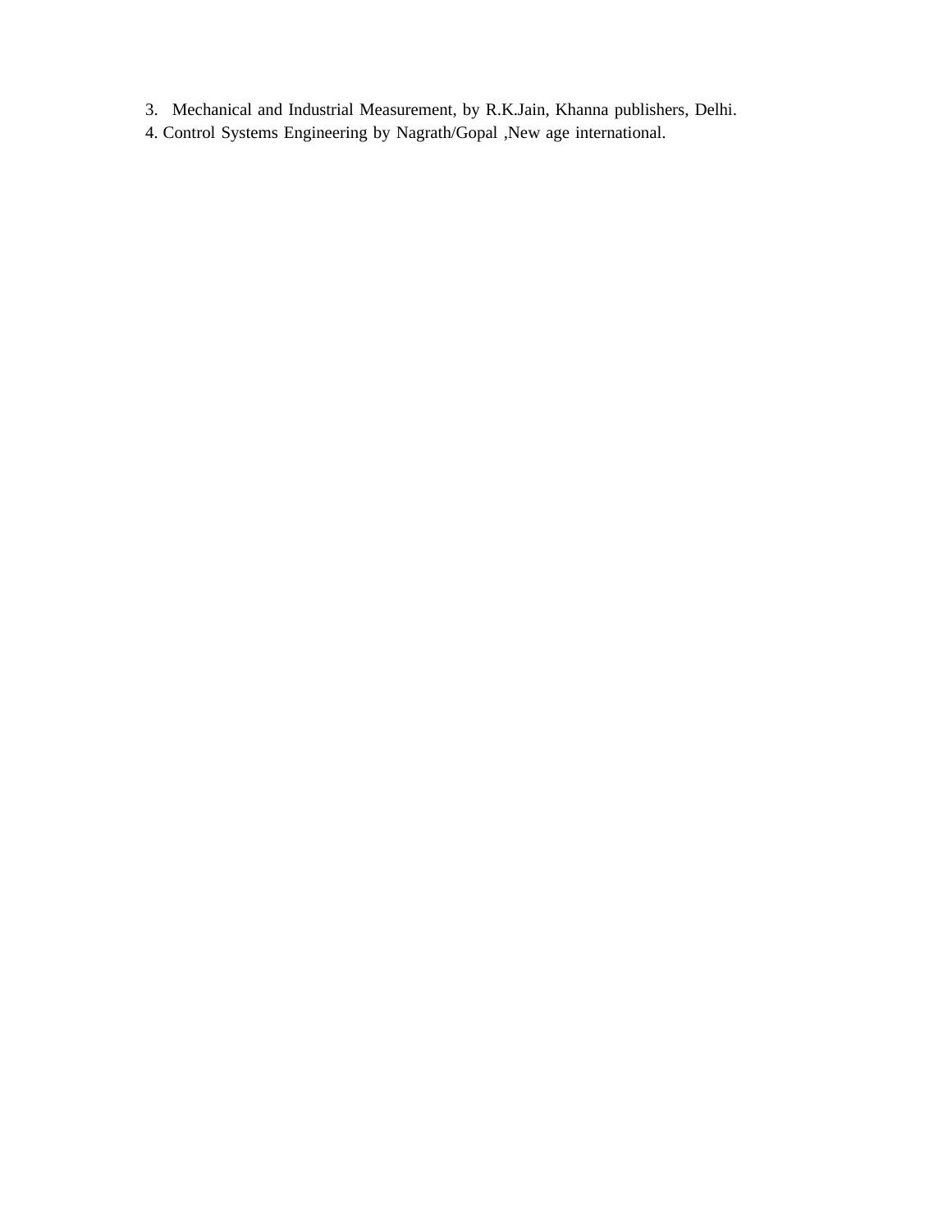3. Mechanical and Industrial Measurement, by R.K.Jain, Khanna publishers, Delhi.
4. Control Systems Engineering by Nagrath/Gopal ,New age international.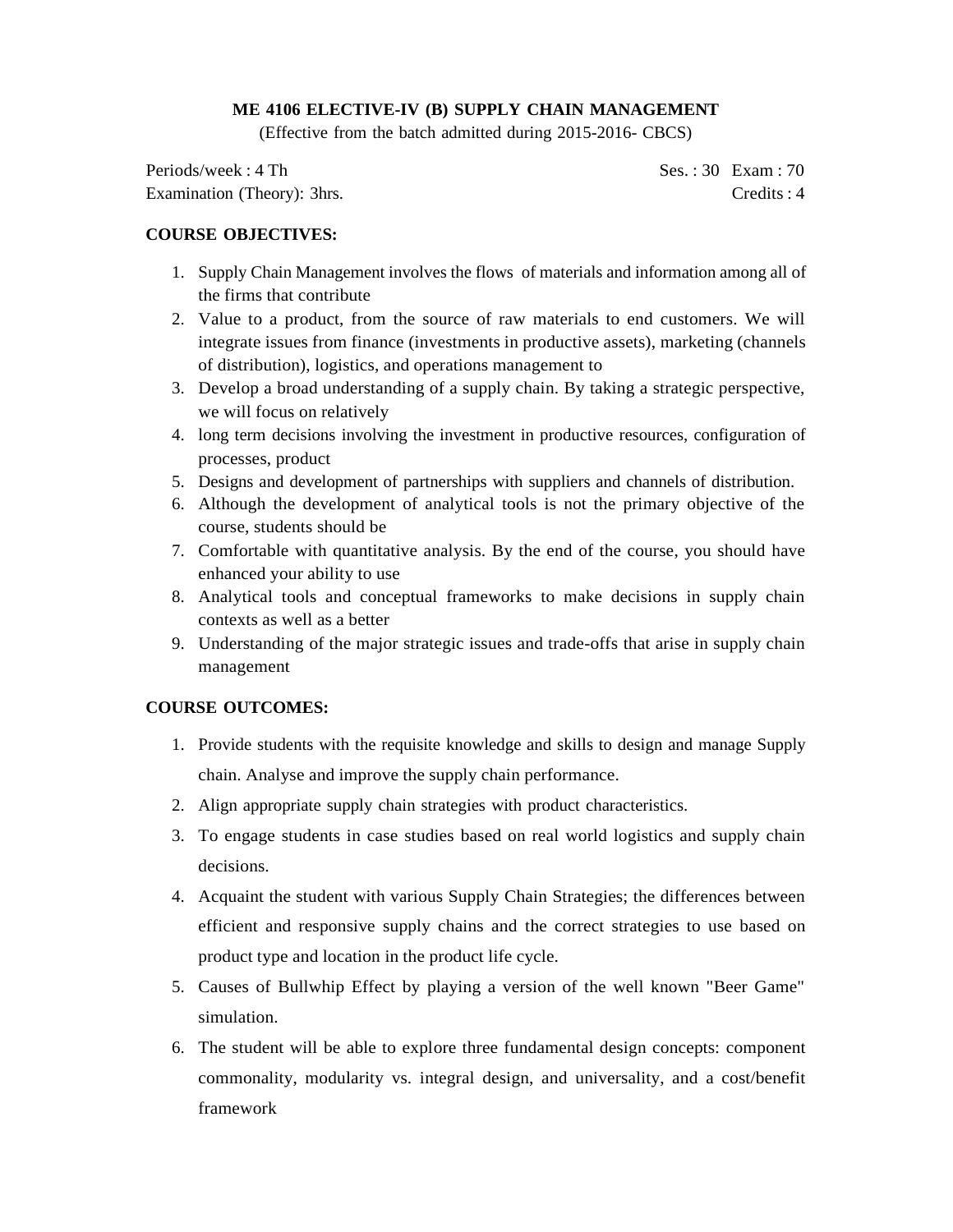# ME 4106 ELECTIVE-IV (B) SUPPLY CHAIN MANAGEMENT

(Effective from the batch admitted during 2015-2016- CBCS)

Periods/week : 4 Th                                                                                    Ses. : 30  Exam : 70

Examination (Theory): 3hrs.                                                                        Credits : 4

**COURSE OBJECTIVES:**

1. Supply Chain Management involves the flows of materials and information among all of the firms that contribute
2. Value to a product, from the source of raw materials to end customers. We will integrate issues from finance (investments in productive assets), marketing (channels of distribution), logistics, and operations management to
3. Develop a broad understanding of a supply chain. By taking a strategic perspective, we will focus on relatively
4. long term decisions involving the investment in productive resources, configuration of processes, product
5. Designs and development of partnerships with suppliers and channels of distribution.
6. Although the development of analytical tools is not the primary objective of the course, students should be
7. Comfortable with quantitative analysis. By the end of the course, you should have enhanced your ability to use
8. Analytical tools and conceptual frameworks to make decisions in supply chain contexts as well as a better
9. Understanding of the major strategic issues and trade-offs that arise in supply chain management

**COURSE OUTCOMES:**

1. Provide students with the requisite knowledge and skills to design and manage Supply chain. Analyse and improve the supply chain performance.
2. Align appropriate supply chain strategies with product characteristics.
3. To engage students in case studies based on real world logistics and supply chain decisions.
4. Acquaint the student with various Supply Chain Strategies; the differences between efficient and responsive supply chains and the correct strategies to use based on product type and location in the product life cycle.
5. Causes of Bullwhip Effect by playing a version of the well known "Beer Game" simulation.
6. The student will be able to explore three fundamental design concepts: component commonality, modularity vs. integral design, and universality, and a cost/benefit framework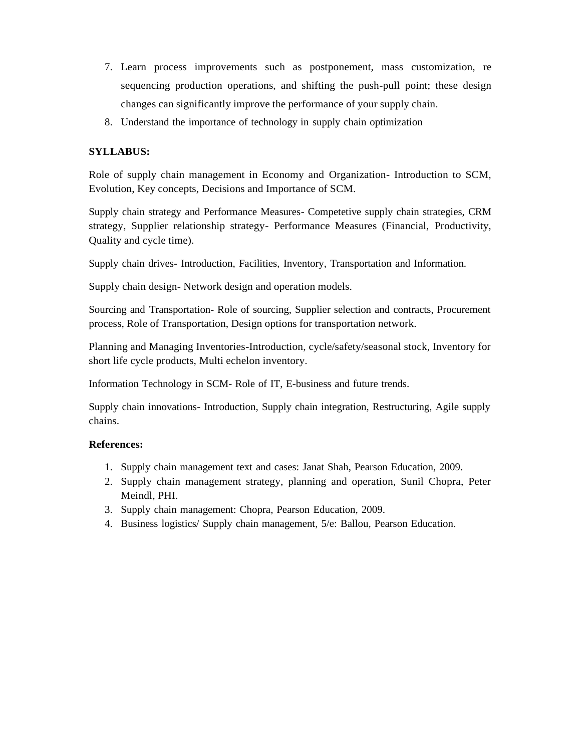7. Learn process improvements such as postponement, mass customization, re sequencing production operations, and shifting the push-pull point; these design changes can significantly improve the performance of your supply chain.
8. Understand the importance of technology in supply chain optimization

**SYLLABUS:**

Role of supply chain management in Economy and Organization- Introduction to SCM, Evolution, Key concepts, Decisions and Importance of SCM.

Supply chain strategy and Performance Measures- Competetive supply chain strategies, CRM strategy, Supplier relationship strategy- Performance Measures (Financial, Productivity, Quality and cycle time).

Supply chain drives- Introduction, Facilities, Inventory, Transportation and Information.

Supply chain design- Network design and operation models.

Sourcing and Transportation- Role of sourcing, Supplier selection and contracts, Procurement process, Role of Transportation, Design options for transportation network.

Planning and Managing Inventories-Introduction, cycle/safety/seasonal stock, Inventory for short life cycle products, Multi echelon inventory.

Information Technology in SCM- Role of IT, E-business and future trends.

Supply chain innovations- Introduction, Supply chain integration, Restructuring, Agile supply chains.

**References:**

1. Supply chain management text and cases: Janat Shah, Pearson Education, 2009.
2. Supply chain management strategy, planning and operation, Sunil Chopra, Peter Meindl, PHI.
3. Supply chain management: Chopra, Pearson Education, 2009.
4. Business logistics/ Supply chain management, 5/e: Ballou, Pearson Education.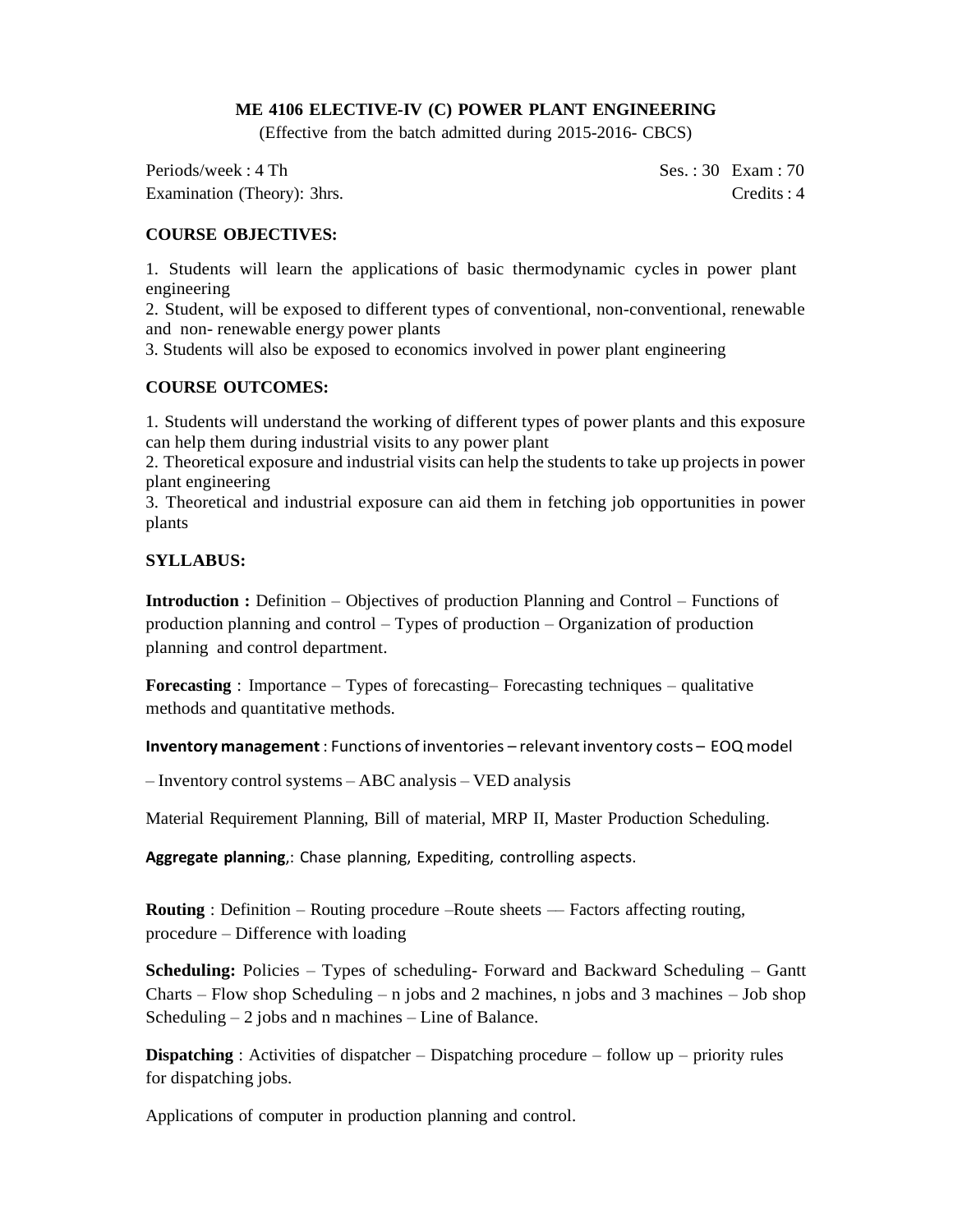**ME 4106 ELECTIVE-IV (C) POWER PLANT ENGINEERING**

(Effective from the batch admitted during 2015-2016- CBCS)

Periods/week : 4 Th  Ses. : 30 Exam : 70

Examination (Theory): 3hrs.  Credits : 4

**COURSE OBJECTIVES:**

1. Students will learn the applications of basic thermodynamic cycles in power plant engineering
2. Student, will be exposed to different types of conventional, non-conventional, renewable and non- renewable energy power plants
3. Students will also be exposed to economics involved in power plant engineering

**COURSE OUTCOMES:**

1. Students will understand the working of different types of power plants and this exposure can help them during industrial visits to any power plant
2. Theoretical exposure and industrial visits can help the students to take up projects in power plant engineering
3. Theoretical and industrial exposure can aid them in fetching job opportunities in power plants

**SYLLABUS:**

**Introduction :** Definition – Objectives of production Planning and Control – Functions of production planning and control – Types of production – Organization of production planning and control department.

**Forecasting** : Importance – Types of forecasting– Forecasting techniques – qualitative methods and quantitative methods.

**Inventory management** : Functions of inventories – relevant inventory costs – EOQ model – Inventory control systems – ABC analysis – VED analysis

Material Requirement Planning, Bill of material, MRP II, Master Production Scheduling.

**Aggregate planning**,: Chase planning, Expediting, controlling aspects.

**Routing** : Definition – Routing procedure –Route sheets –– Factors affecting routing, procedure – Difference with loading

**Scheduling:** Policies – Types of scheduling- Forward and Backward Scheduling – Gantt Charts – Flow shop Scheduling – n jobs and 2 machines, n jobs and 3 machines – Job shop Scheduling – 2 jobs and n machines – Line of Balance.

**Dispatching** : Activities of dispatcher – Dispatching procedure – follow up – priority rules for dispatching jobs.

Applications of computer in production planning and control.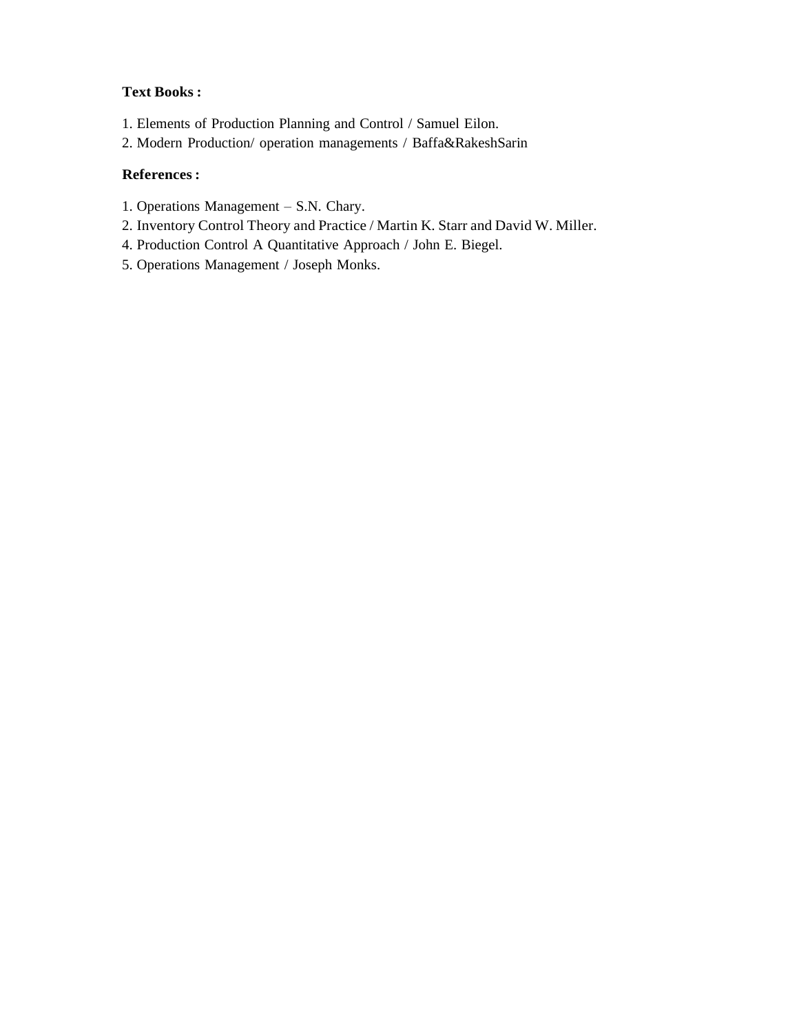**Text Books :**

1. Elements of Production Planning and Control / Samuel Eilon.
2. Modern Production/ operation managements / Baffa&RakeshSarin

**References :**

1. Operations Management – S.N. Chary.
2. Inventory Control Theory and Practice / Martin K. Starr and David W. Miller.
4. Production Control A Quantitative Approach / John E. Biegel.
5. Operations Management / Joseph Monks.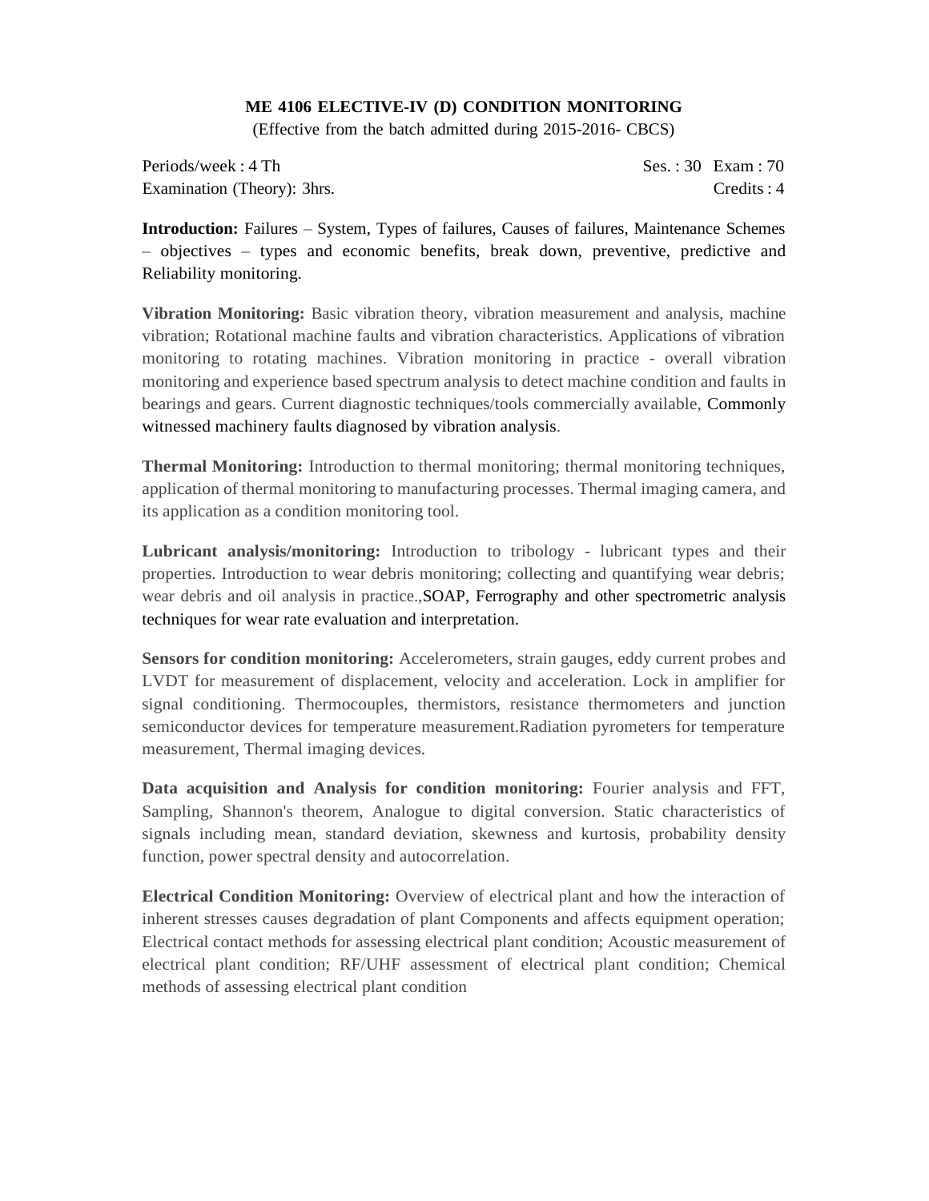**ME 4106 ELECTIVE-IV (D) CONDITION MONITORING**

(Effective from the batch admitted during 2015-2016- CBCS)

Periods/week : 4 Th Ses. : 30 Exam : 70

Examination (Theory): 3hrs. Credits : 4

**Introduction:** Failures – System, Types of failures, Causes of failures, Maintenance Schemes – objectives – types and economic benefits, break down, preventive, predictive and Reliability monitoring.

**Vibration Monitoring:** Basic vibration theory, vibration measurement and analysis, machine vibration; Rotational machine faults and vibration characteristics. Applications of vibration monitoring to rotating machines. Vibration monitoring in practice - overall vibration monitoring and experience based spectrum analysis to detect machine condition and faults in bearings and gears. Current diagnostic techniques/tools commercially available, Commonly witnessed machinery faults diagnosed by vibration analysis.

**Thermal Monitoring:** Introduction to thermal monitoring; thermal monitoring techniques, application of thermal monitoring to manufacturing processes. Thermal imaging camera, and its application as a condition monitoring tool.

**Lubricant analysis/monitoring:** Introduction to tribology - lubricant types and their properties. Introduction to wear debris monitoring; collecting and quantifying wear debris; wear debris and oil analysis in practice.,SOAP, Ferrography and other spectrometric analysis techniques for wear rate evaluation and interpretation.

**Sensors for condition monitoring:** Accelerometers, strain gauges, eddy current probes and LVDT for measurement of displacement, velocity and acceleration. Lock in amplifier for signal conditioning. Thermocouples, thermistors, resistance thermometers and junction semiconductor devices for temperature measurement.Radiation pyrometers for temperature measurement, Thermal imaging devices.

**Data acquisition and Analysis for condition monitoring:** Fourier analysis and FFT, Sampling, Shannon's theorem, Analogue to digital conversion. Static characteristics of signals including mean, standard deviation, skewness and kurtosis, probability density function, power spectral density and autocorrelation.

**Electrical Condition Monitoring:** Overview of electrical plant and how the interaction of inherent stresses causes degradation of plant Components and affects equipment operation; Electrical contact methods for assessing electrical plant condition; Acoustic measurement of electrical plant condition; RF/UHF assessment of electrical plant condition; Chemical methods of assessing electrical plant condition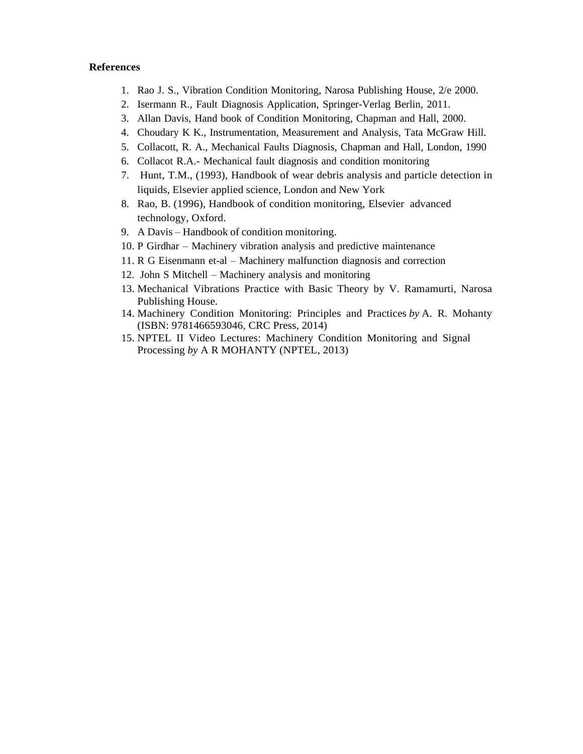**References**

1. Rao J. S., Vibration Condition Monitoring, Narosa Publishing House, 2/e 2000.
2. Isermann R., Fault Diagnosis Application, Springer-Verlag Berlin, 2011.
3. Allan Davis, Hand book of Condition Monitoring, Chapman and Hall, 2000.
4. Choudary K K., Instrumentation, Measurement and Analysis, Tata McGraw Hill.
5. Collacott, R. A., Mechanical Faults Diagnosis, Chapman and Hall, London, 1990
6. Collacot R.A.- Mechanical fault diagnosis and condition monitoring
7. Hunt, T.M., (1993), Handbook of wear debris analysis and particle detection in liquids, Elsevier applied science, London and New York
8. Rao, B. (1996), Handbook of condition monitoring, Elsevier advanced technology, Oxford.
9. A Davis – Handbook of condition monitoring.
10. P Girdhar – Machinery vibration analysis and predictive maintenance
11. R G Eisenmann et-al – Machinery malfunction diagnosis and correction
12. John S Mitchell – Machinery analysis and monitoring
13. Mechanical Vibrations Practice with Basic Theory by V. Ramamurti, Narosa Publishing House.
14. Machinery Condition Monitoring: Principles and Practices *by* A. R. Mohanty (ISBN: 9781466593046, CRC Press, 2014)
15. NPTEL II Video Lectures: Machinery Condition Monitoring and Signal Processing *by* A R MOHANTY (NPTEL, 2013)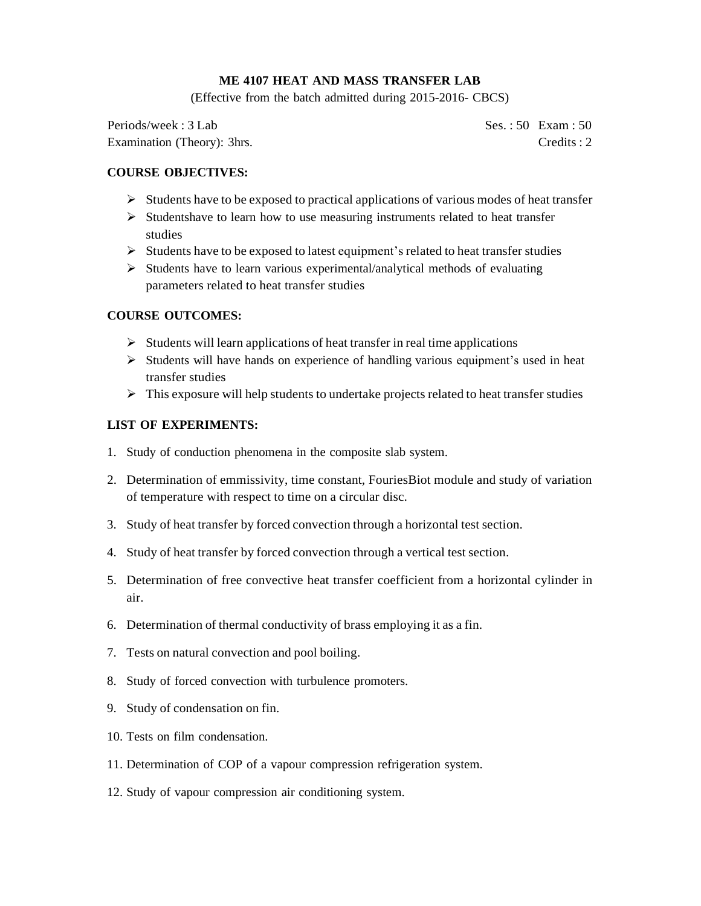# ME 4107 HEAT AND MASS TRANSFER LAB

(Effective from the batch admitted during 2015-2016- CBCS)

Periods/week : 3 Lab                                                                 Ses. : 50   Exam : 50

Examination (Theory): 3hrs.                                                        Credits : 2

**COURSE OBJECTIVES:**

- Students have to be exposed to practical applications of various modes of heat transfer
- Studentshave to learn how to use measuring instruments related to heat transfer studies
- Students have to be exposed to latest equipment's related to heat transfer studies
- Students have to learn various experimental/analytical methods of evaluating parameters related to heat transfer studies

**COURSE OUTCOMES:**

- Students will learn applications of heat transfer in real time applications
- Students will have hands on experience of handling various equipment's used in heat transfer studies
- This exposure will help students to undertake projects related to heat transfer studies

**LIST OF EXPERIMENTS:**

1. Study of conduction phenomena in the composite slab system.
2. Determination of emmissivity, time constant, FouriesBiot module and study of variation of temperature with respect to time on a circular disc.
3. Study of heat transfer by forced convection through a horizontal test section.
4. Study of heat transfer by forced convection through a vertical test section.
5. Determination of free convective heat transfer coefficient from a horizontal cylinder in air.
6. Determination of thermal conductivity of brass employing it as a fin.
7. Tests on natural convection and pool boiling.
8. Study of forced convection with turbulence promoters.
9. Study of condensation on fin.
10. Tests on film condensation.
11. Determination of COP of a vapour compression refrigeration system.
12. Study of vapour compression air conditioning system.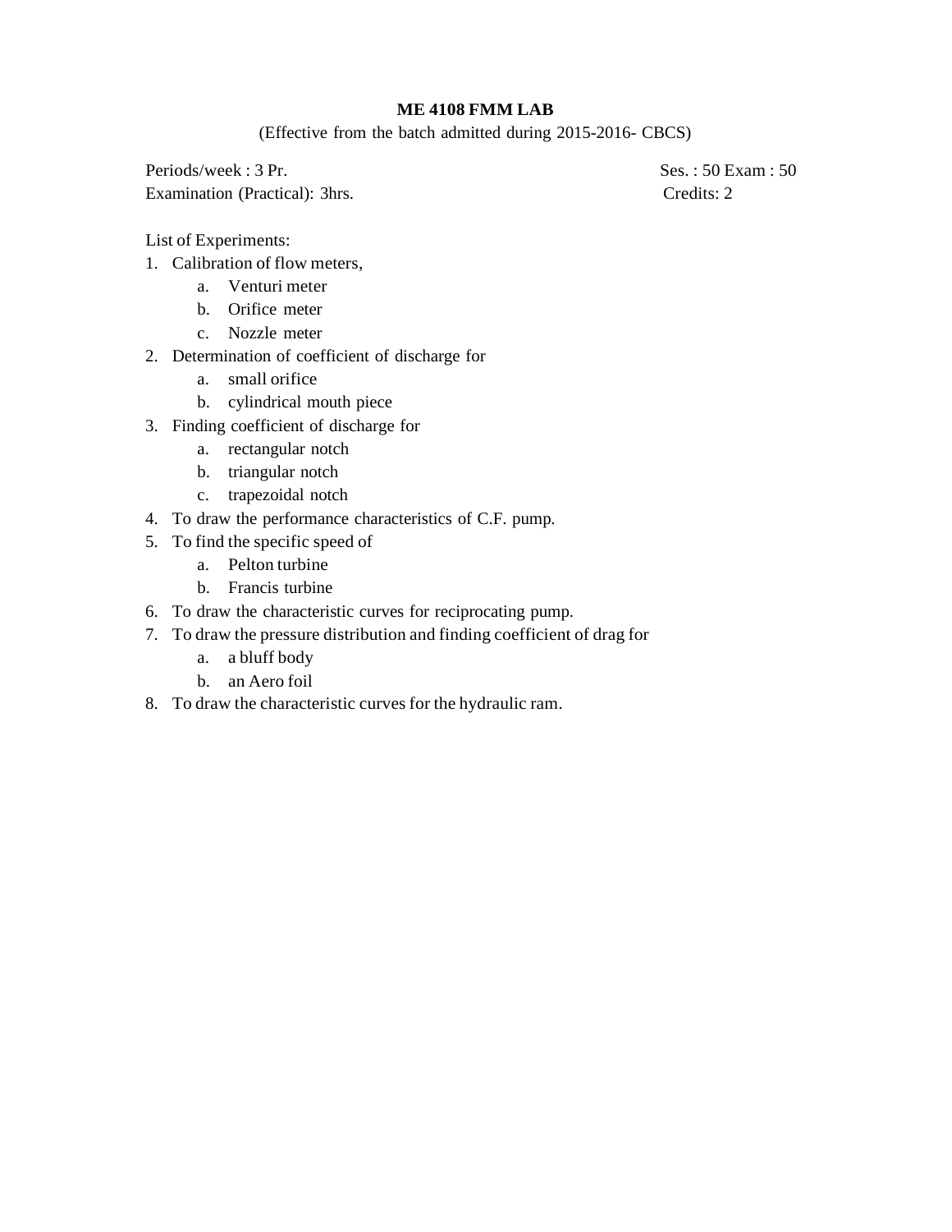# ME 4108 FMM LAB

(Effective from the batch admitted during 2015-2016- CBCS)

Periods/week : 3 Pr. Ses. : 50 Exam : 50

Examination (Practical): 3hrs. Credits: 2

List of Experiments:

1. Calibration of flow meters,
   a. Venturi meter
   b. Orifice meter
   c. Nozzle meter
2. Determination of coefficient of discharge for
   a. small orifice
   b. cylindrical mouth piece
3. Finding coefficient of discharge for
   a. rectangular notch
   b. triangular notch
   c. trapezoidal notch
4. To draw the performance characteristics of C.F. pump.
5. To find the specific speed of
   a. Pelton turbine
   b. Francis turbine
6. To draw the characteristic curves for reciprocating pump.
7. To draw the pressure distribution and finding coefficient of drag for
   a. a bluff body
   b. an Aero foil
8. To draw the characteristic curves for the hydraulic ram.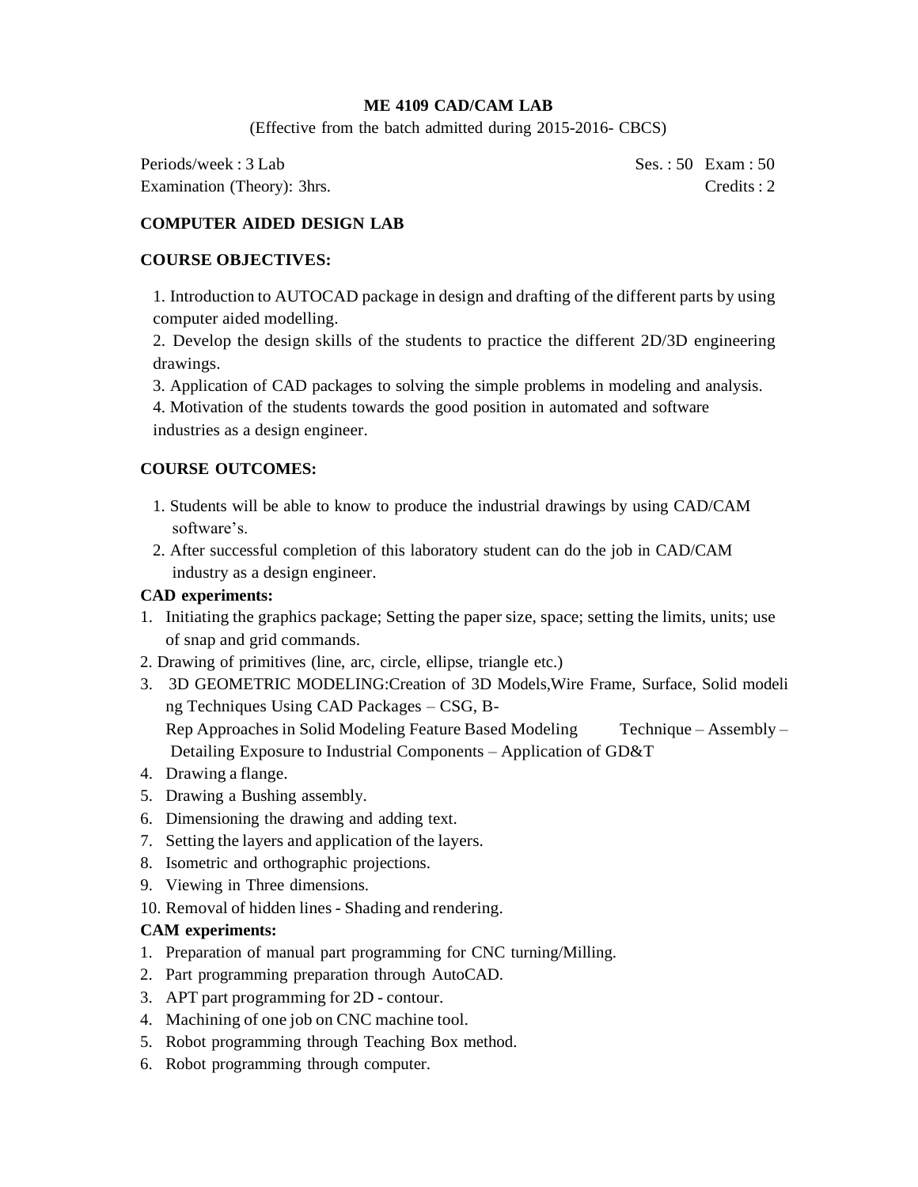# ME 4109 CAD/CAM LAB

(Effective from the batch admitted during 2015-2016- CBCS)

Periods/week : 3 Lab — Ses. : 50 Exam : 50
Examination (Theory): 3hrs. — Credits : 2

## COMPUTER AIDED DESIGN LAB

### COURSE OBJECTIVES:

1. Introduction to AUTOCAD package in design and drafting of the different parts by using computer aided modelling.
2. Develop the design skills of the students to practice the different 2D/3D engineering drawings.
3. Application of CAD packages to solving the simple problems in modeling and analysis.
4. Motivation of the students towards the good position in automated and software industries as a design engineer.

### COURSE OUTCOMES:

1. Students will be able to know to produce the industrial drawings by using CAD/CAM software's.
2. After successful completion of this laboratory student can do the job in CAD/CAM industry as a design engineer.

### CAD experiments:

1. Initiating the graphics package; Setting the paper size, space; setting the limits, units; use of snap and grid commands.
2. Drawing of primitives (line, arc, circle, ellipse, triangle etc.)
3. 3D GEOMETRIC MODELING:Creation of 3D Models,Wire Frame, Surface, Solid modeli ng Techniques Using CAD Packages – CSG, B-Rep Approaches in Solid Modeling Feature Based Modeling Technique – Assembly – Detailing Exposure to Industrial Components – Application of GD&T
4. Drawing a flange.
5. Drawing a Bushing assembly.
6. Dimensioning the drawing and adding text.
7. Setting the layers and application of the layers.
8. Isometric and orthographic projections.
9. Viewing in Three dimensions.
10. Removal of hidden lines - Shading and rendering.

### CAM experiments:

1. Preparation of manual part programming for CNC turning/Milling.
2. Part programming preparation through AutoCAD.
3. APT part programming for 2D - contour.
4. Machining of one job on CNC machine tool.
5. Robot programming through Teaching Box method.
6. Robot programming through computer.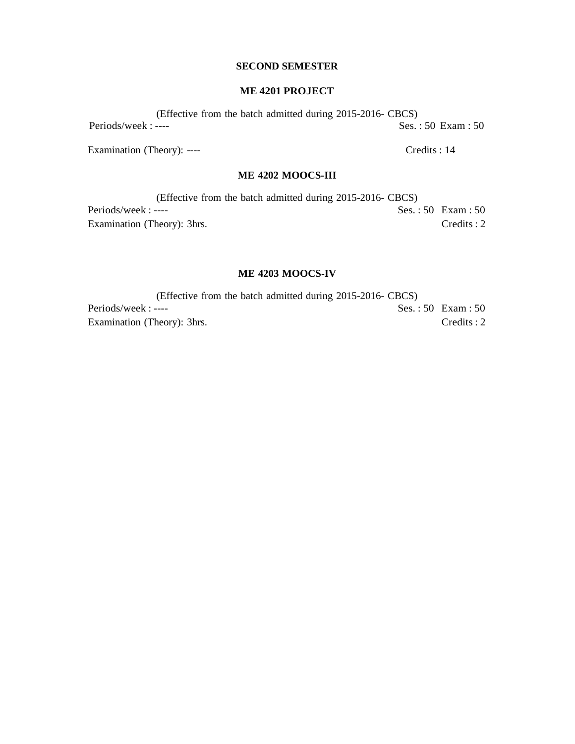**SECOND SEMESTER**

**ME 4201 PROJECT**

(Effective from the batch admitted during 2015-2016- CBCS)

Periods/week : ---- Ses. : 50 Exam : 50

Examination (Theory): ---- Credits : 14

**ME 4202 MOOCS-III**

(Effective from the batch admitted during 2015-2016- CBCS)

Periods/week : ---- Ses. : 50 Exam : 50

Examination (Theory): 3hrs. Credits : 2

**ME 4203 MOOCS-IV**

(Effective from the batch admitted during 2015-2016- CBCS)

Periods/week : ---- Ses. : 50 Exam : 50

Examination (Theory): 3hrs. Credits : 2